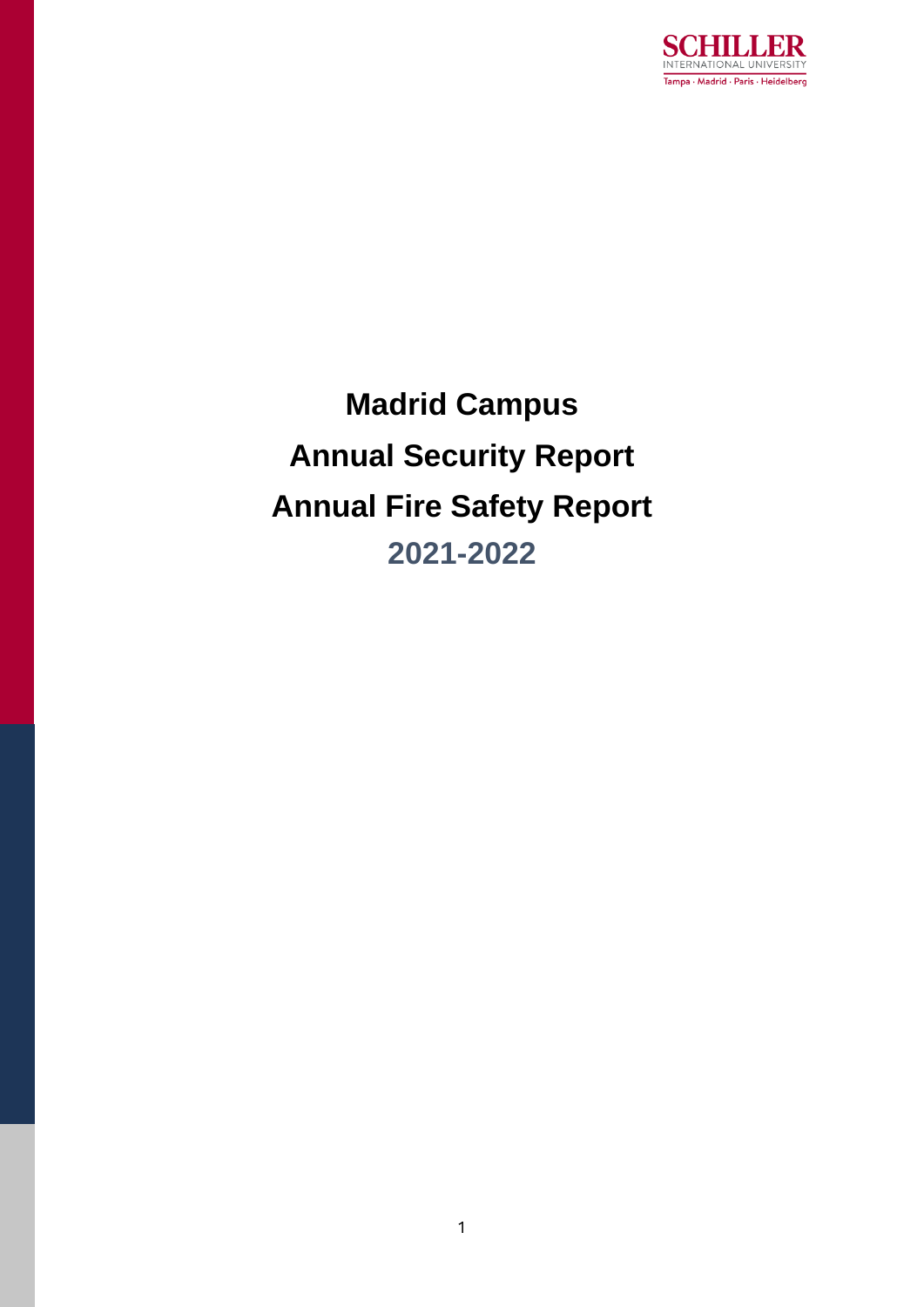SCHILLER
INTERNATIONAL UNIVERSITY
Tampa · Madrid · Paris · Heidelberg

# Madrid Campus

# Annual Security Report

# Annual Fire Safety Report

## 2021-2022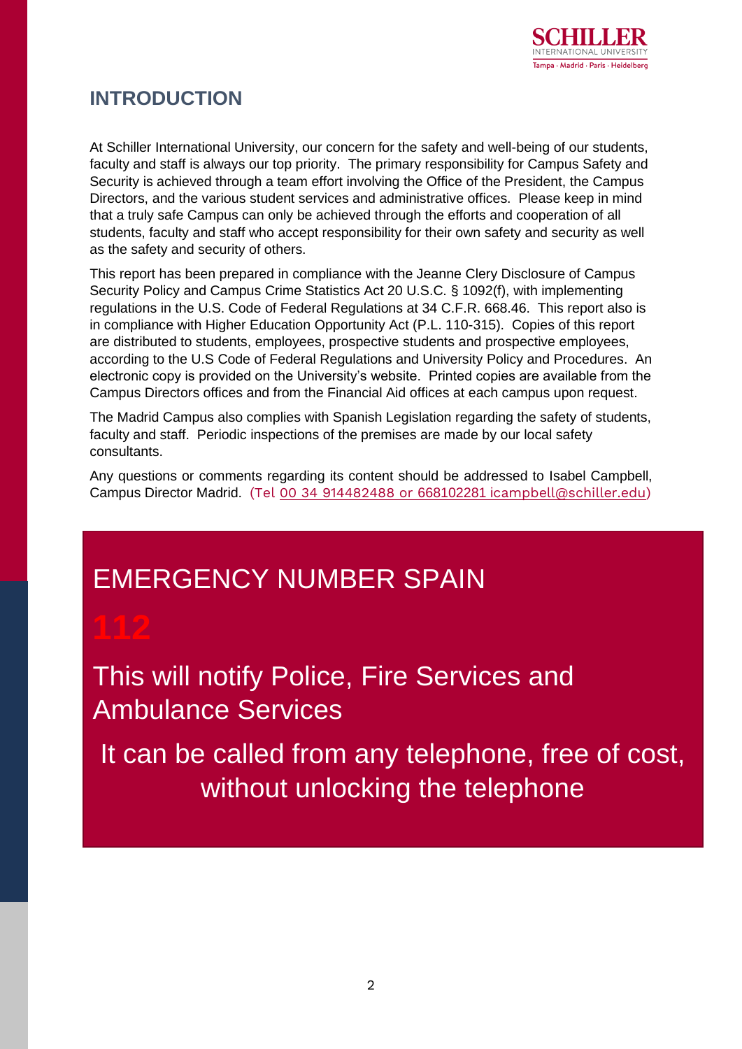## INTRODUCTION

At Schiller International University, our concern for the safety and well-being of our students, faculty and staff is always our top priority. The primary responsibility for Campus Safety and Security is achieved through a team effort involving the Office of the President, the Campus Directors, and the various student services and administrative offices. Please keep in mind that a truly safe Campus can only be achieved through the efforts and cooperation of all students, faculty and staff who accept responsibility for their own safety and security as well as the safety and security of others.

This report has been prepared in compliance with the Jeanne Clery Disclosure of Campus Security Policy and Campus Crime Statistics Act 20 U.S.C. § 1092(f), with implementing regulations in the U.S. Code of Federal Regulations at 34 C.F.R. 668.46. This report also is in compliance with Higher Education Opportunity Act (P.L. 110-315). Copies of this report are distributed to students, employees, prospective students and prospective employees, according to the U.S Code of Federal Regulations and University Policy and Procedures. An electronic copy is provided on the University's website. Printed copies are available from the Campus Directors offices and from the Financial Aid offices at each campus upon request.

The Madrid Campus also complies with Spanish Legislation regarding the safety of students, faculty and staff. Periodic inspections of the premises are made by our local safety consultants.

Any questions or comments regarding its content should be addressed to Isabel Campbell, Campus Director Madrid. (Tel 00 34 914482488 or 668102281 icampbell@schiller.edu)

## EMERGENCY NUMBER SPAIN

**112**

This will notify Police, Fire Services and Ambulance Services

It can be called from any telephone, free of cost, without unlocking the telephone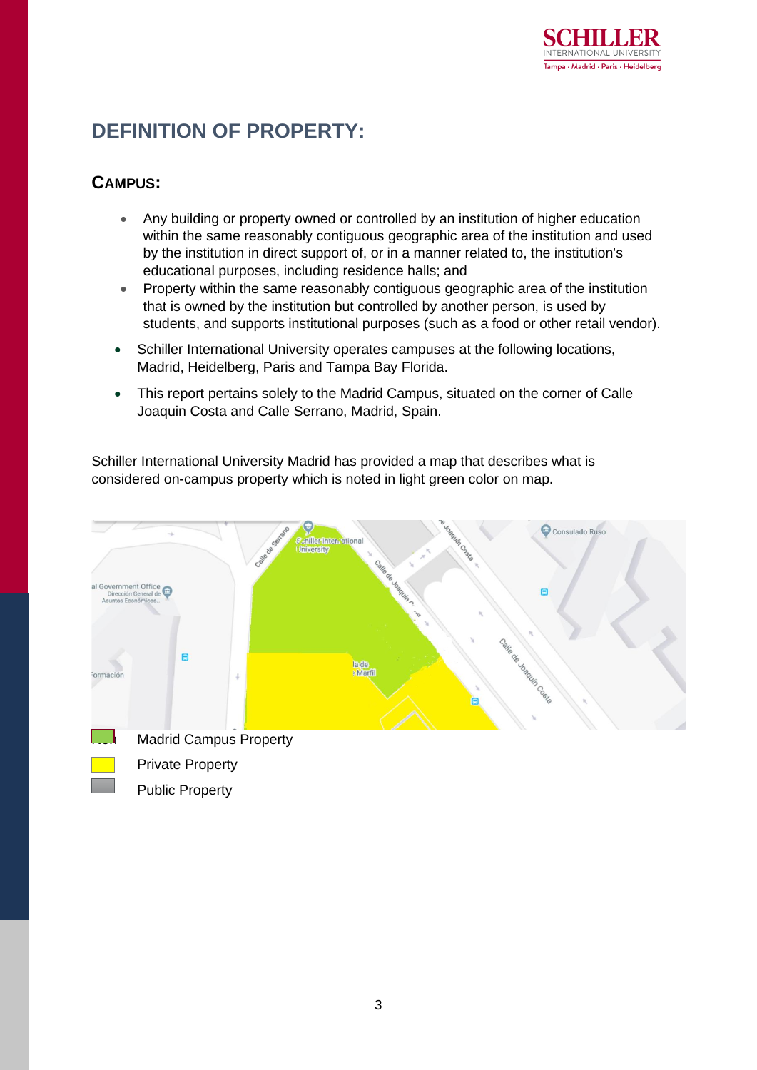## DEFINITION OF PROPERTY:

### CAMPUS:

- Any building or property owned or controlled by an institution of higher education within the same reasonably contiguous geographic area of the institution and used by the institution in direct support of, or in a manner related to, the institution's educational purposes, including residence halls; and
- Property within the same reasonably contiguous geographic area of the institution that is owned by the institution but controlled by another person, is used by students, and supports institutional purposes (such as a food or other retail vendor).

- Schiller International University operates campuses at the following locations, Madrid, Heidelberg, Paris and Tampa Bay Florida.
- This report pertains solely to the Madrid Campus, situated on the corner of Calle Joaquin Costa and Calle Serrano, Madrid, Spain.

Schiller International University Madrid has provided a map that describes what is considered on-campus property which is noted in light green color on map.

- Madrid Campus Property
- Private Property
- Public Property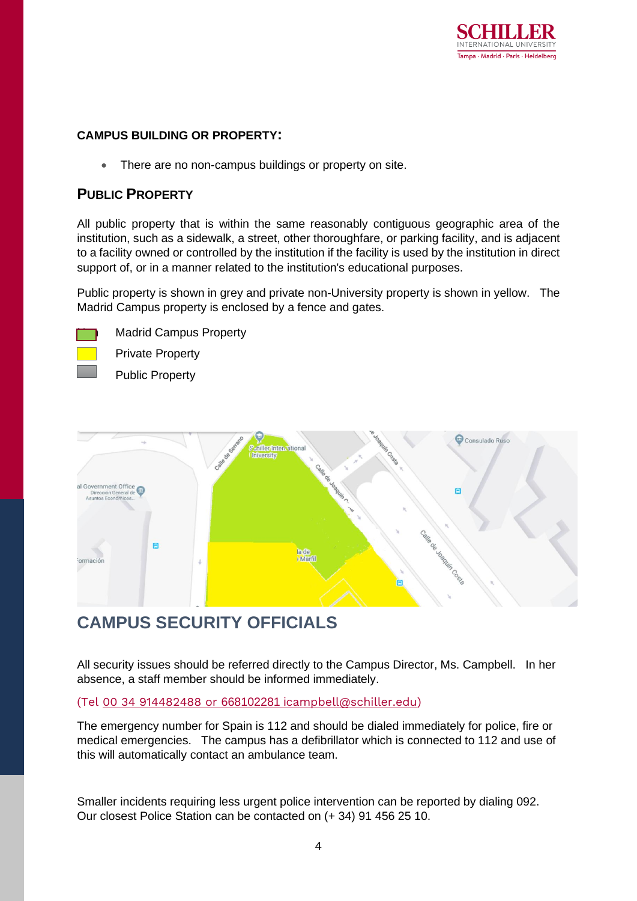**CAMPUS BUILDING OR PROPERTY:**

- There are no non-campus buildings or property on site.

## PUBLIC PROPERTY

All public property that is within the same reasonably contiguous geographic area of the institution, such as a sidewalk, a street, other thoroughfare, or parking facility, and is adjacent to a facility owned or controlled by the institution if the facility is used by the institution in direct support of, or in a manner related to the institution's educational purposes.

Public property is shown in grey and private non-University property is shown in yellow. The Madrid Campus property is enclosed by a fence and gates.

- Madrid Campus Property
- Private Property
- Public Property

# CAMPUS SECURITY OFFICIALS

All security issues should be referred directly to the Campus Director, Ms. Campbell. In her absence, a staff member should be informed immediately.

(Tel 00 34 914482488 or 668102281 icampbell@schiller.edu)

The emergency number for Spain is 112 and should be dialed immediately for police, fire or medical emergencies. The campus has a defibrillator which is connected to 112 and use of this will automatically contact an ambulance team.

Smaller incidents requiring less urgent police intervention can be reported by dialing 092. Our closest Police Station can be contacted on (+ 34) 91 456 25 10.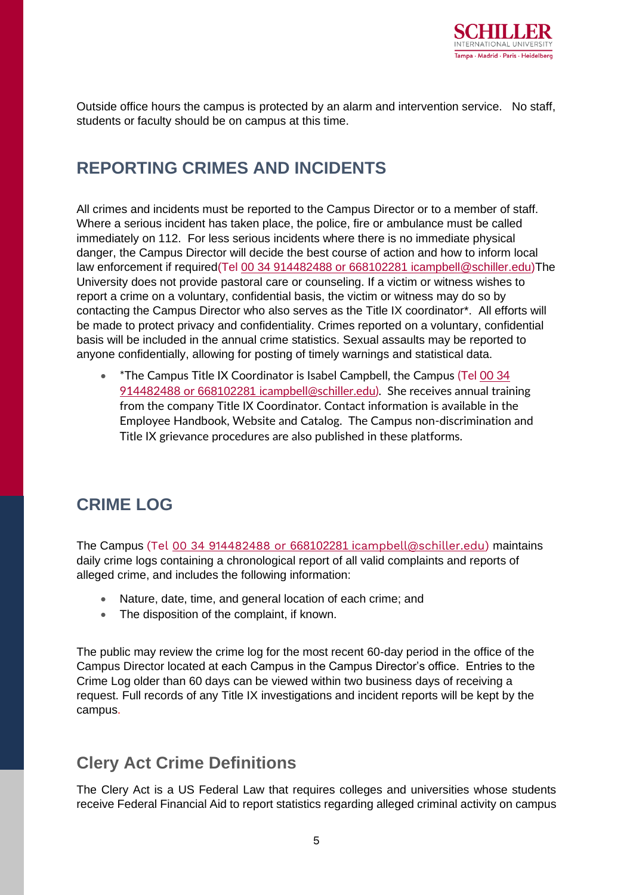Outside office hours the campus is protected by an alarm and intervention service. No staff, students or faculty should be on campus at this time.

## REPORTING CRIMES AND INCIDENTS

All crimes and incidents must be reported to the Campus Director or to a member of staff. Where a serious incident has taken place, the police, fire or ambulance must be called immediately on 112. For less serious incidents where there is no immediate physical danger, the Campus Director will decide the best course of action and how to inform local law enforcement if required(Tel 00 34 914482488 or 668102281 icampbell@schiller.edu)The University does not provide pastoral care or counseling. If a victim or witness wishes to report a crime on a voluntary, confidential basis, the victim or witness may do so by contacting the Campus Director who also serves as the Title IX coordinator*. All efforts will be made to protect privacy and confidentiality. Crimes reported on a voluntary, confidential basis will be included in the annual crime statistics. Sexual assaults may be reported to anyone confidentially, allowing for posting of timely warnings and statistical data.

- *The Campus Title IX Coordinator is Isabel Campbell, the Campus (Tel 00 34 914482488 or 668102281 icampbell@schiller.edu). She receives annual training from the company Title IX Coordinator. Contact information is available in the Employee Handbook, Website and Catalog. The Campus non-discrimination and Title IX grievance procedures are also published in these platforms.

## CRIME LOG

The Campus (Tel 00 34 914482488 or 668102281 icampbell@schiller.edu) maintains daily crime logs containing a chronological report of all valid complaints and reports of alleged crime, and includes the following information:

- Nature, date, time, and general location of each crime; and
- The disposition of the complaint, if known.

The public may review the crime log for the most recent 60-day period in the office of the Campus Director located at each Campus in the Campus Director's office. Entries to the Crime Log older than 60 days can be viewed within two business days of receiving a request. Full records of any Title IX investigations and incident reports will be kept by the campus.

## Clery Act Crime Definitions

The Clery Act is a US Federal Law that requires colleges and universities whose students receive Federal Financial Aid to report statistics regarding alleged criminal activity on campus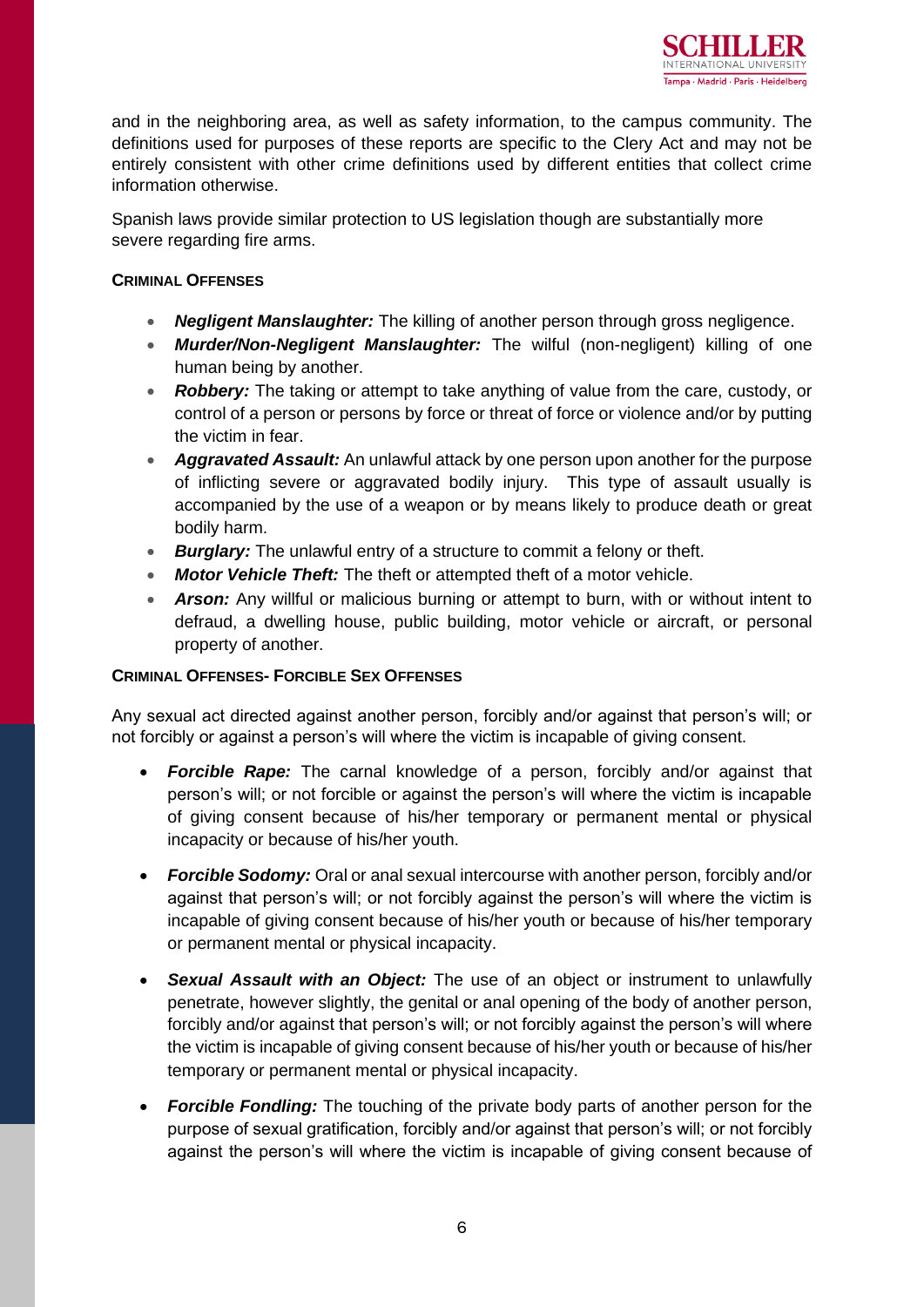and in the neighboring area, as well as safety information, to the campus community. The definitions used for purposes of these reports are specific to the Clery Act and may not be entirely consistent with other crime definitions used by different entities that collect crime information otherwise.

Spanish laws provide similar protection to US legislation though are substantially more severe regarding fire arms.

**CRIMINAL OFFENSES**

- ***Negligent Manslaughter:*** The killing of another person through gross negligence.
- ***Murder/Non-Negligent Manslaughter:*** The wilful (non-negligent) killing of one human being by another.
- ***Robbery:*** The taking or attempt to take anything of value from the care, custody, or control of a person or persons by force or threat of force or violence and/or by putting the victim in fear.
- ***Aggravated Assault:*** An unlawful attack by one person upon another for the purpose of inflicting severe or aggravated bodily injury. This type of assault usually is accompanied by the use of a weapon or by means likely to produce death or great bodily harm.
- ***Burglary:*** The unlawful entry of a structure to commit a felony or theft.
- ***Motor Vehicle Theft:*** The theft or attempted theft of a motor vehicle.
- ***Arson:*** Any willful or malicious burning or attempt to burn, with or without intent to defraud, a dwelling house, public building, motor vehicle or aircraft, or personal property of another.

**CRIMINAL OFFENSES- FORCIBLE SEX OFFENSES**

Any sexual act directed against another person, forcibly and/or against that person's will; or not forcibly or against a person's will where the victim is incapable of giving consent.

- ***Forcible Rape:*** The carnal knowledge of a person, forcibly and/or against that person's will; or not forcible or against the person's will where the victim is incapable of giving consent because of his/her temporary or permanent mental or physical incapacity or because of his/her youth.

- ***Forcible Sodomy:*** Oral or anal sexual intercourse with another person, forcibly and/or against that person's will; or not forcibly against the person's will where the victim is incapable of giving consent because of his/her youth or because of his/her temporary or permanent mental or physical incapacity.

- ***Sexual Assault with an Object:*** The use of an object or instrument to unlawfully penetrate, however slightly, the genital or anal opening of the body of another person, forcibly and/or against that person's will; or not forcibly against the person's will where the victim is incapable of giving consent because of his/her youth or because of his/her temporary or permanent mental or physical incapacity.

- ***Forcible Fondling:*** The touching of the private body parts of another person for the purpose of sexual gratification, forcibly and/or against that person's will; or not forcibly against the person's will where the victim is incapable of giving consent because of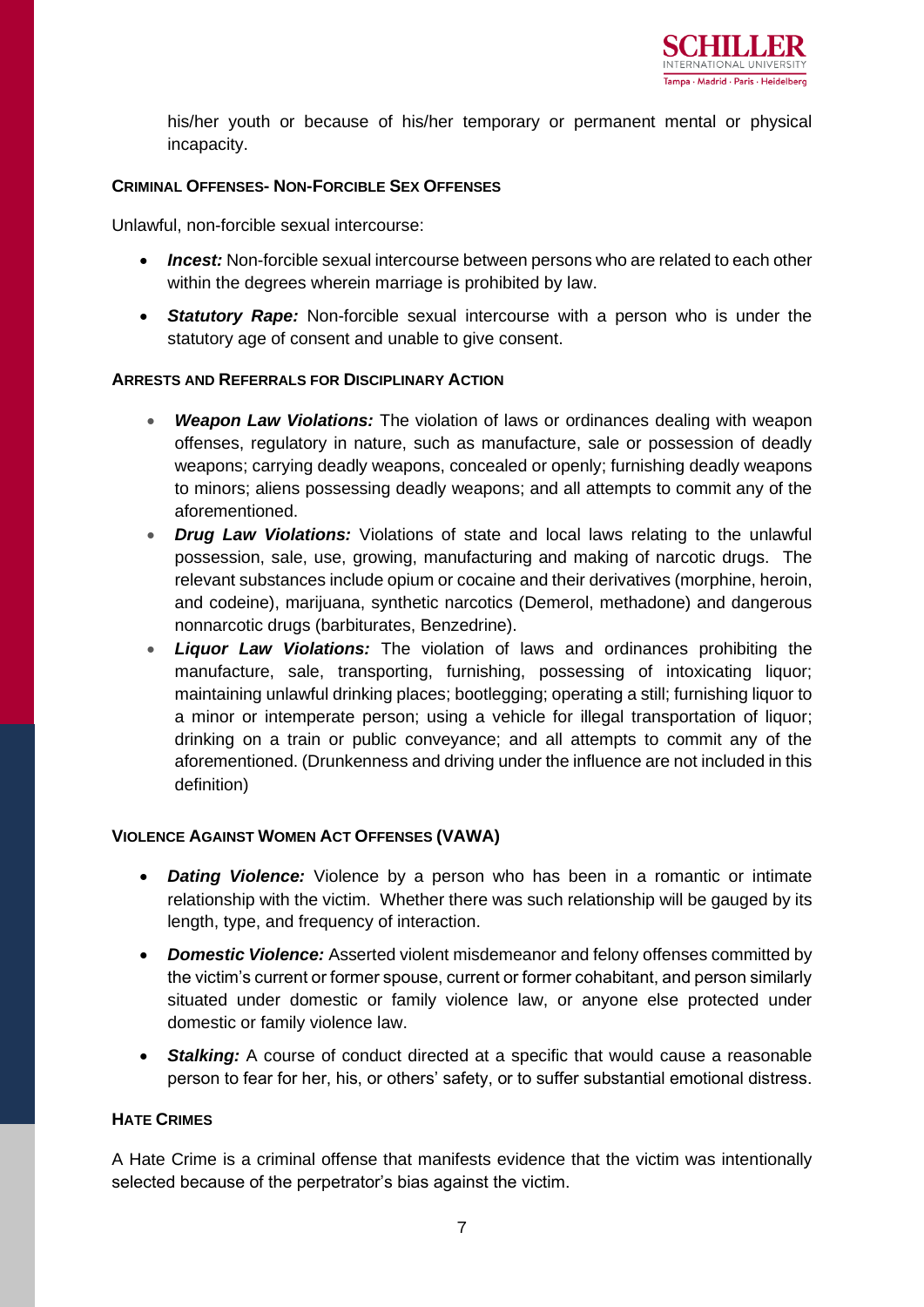his/her youth or because of his/her temporary or permanent mental or physical incapacity.

### CRIMINAL OFFENSES- NON-FORCIBLE SEX OFFENSES

Unlawful, non-forcible sexual intercourse:

- ***Incest:*** Non-forcible sexual intercourse between persons who are related to each other within the degrees wherein marriage is prohibited by law.
- ***Statutory Rape:*** Non-forcible sexual intercourse with a person who is under the statutory age of consent and unable to give consent.

### ARRESTS AND REFERRALS FOR DISCIPLINARY ACTION

- ***Weapon Law Violations:*** The violation of laws or ordinances dealing with weapon offenses, regulatory in nature, such as manufacture, sale or possession of deadly weapons; carrying deadly weapons, concealed or openly; furnishing deadly weapons to minors; aliens possessing deadly weapons; and all attempts to commit any of the aforementioned.
- ***Drug Law Violations:*** Violations of state and local laws relating to the unlawful possession, sale, use, growing, manufacturing and making of narcotic drugs. The relevant substances include opium or cocaine and their derivatives (morphine, heroin, and codeine), marijuana, synthetic narcotics (Demerol, methadone) and dangerous nonnarcotic drugs (barbiturates, Benzedrine).
- ***Liquor Law Violations:*** The violation of laws and ordinances prohibiting the manufacture, sale, transporting, furnishing, possessing of intoxicating liquor; maintaining unlawful drinking places; bootlegging; operating a still; furnishing liquor to a minor or intemperate person; using a vehicle for illegal transportation of liquor; drinking on a train or public conveyance; and all attempts to commit any of the aforementioned. (Drunkenness and driving under the influence are not included in this definition)

### VIOLENCE AGAINST WOMEN ACT OFFENSES (VAWA)

- ***Dating Violence:*** Violence by a person who has been in a romantic or intimate relationship with the victim. Whether there was such relationship will be gauged by its length, type, and frequency of interaction.
- ***Domestic Violence:*** Asserted violent misdemeanor and felony offenses committed by the victim's current or former spouse, current or former cohabitant, and person similarly situated under domestic or family violence law, or anyone else protected under domestic or family violence law.
- ***Stalking:*** A course of conduct directed at a specific that would cause a reasonable person to fear for her, his, or others' safety, or to suffer substantial emotional distress.

### HATE CRIMES

A Hate Crime is a criminal offense that manifests evidence that the victim was intentionally selected because of the perpetrator's bias against the victim.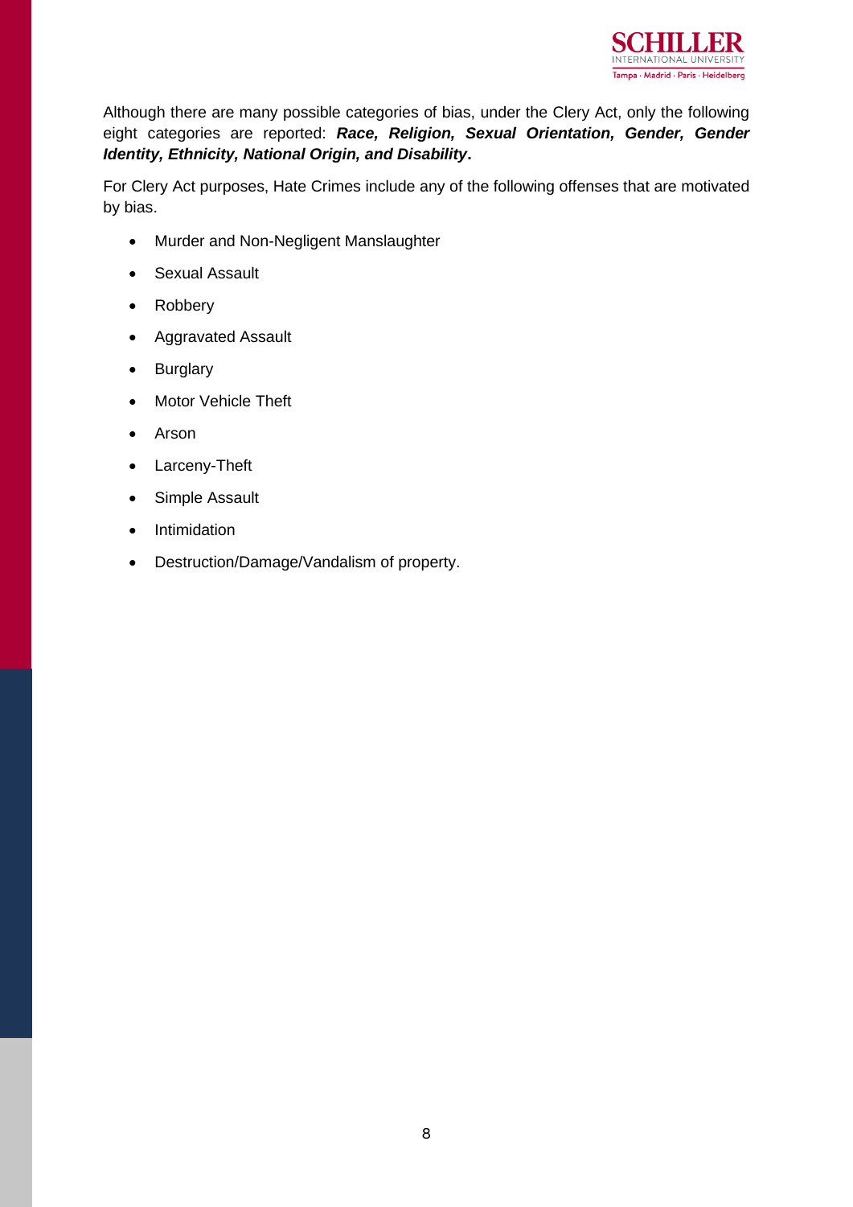Although there are many possible categories of bias, under the Clery Act, only the following eight categories are reported: ***Race, Religion, Sexual Orientation, Gender, Gender Identity, Ethnicity, National Origin, and Disability*.**

For Clery Act purposes, Hate Crimes include any of the following offenses that are motivated by bias.

- Murder and Non-Negligent Manslaughter
- Sexual Assault
- Robbery
- Aggravated Assault
- Burglary
- Motor Vehicle Theft
- Arson
- Larceny-Theft
- Simple Assault
- Intimidation
- Destruction/Damage/Vandalism of property.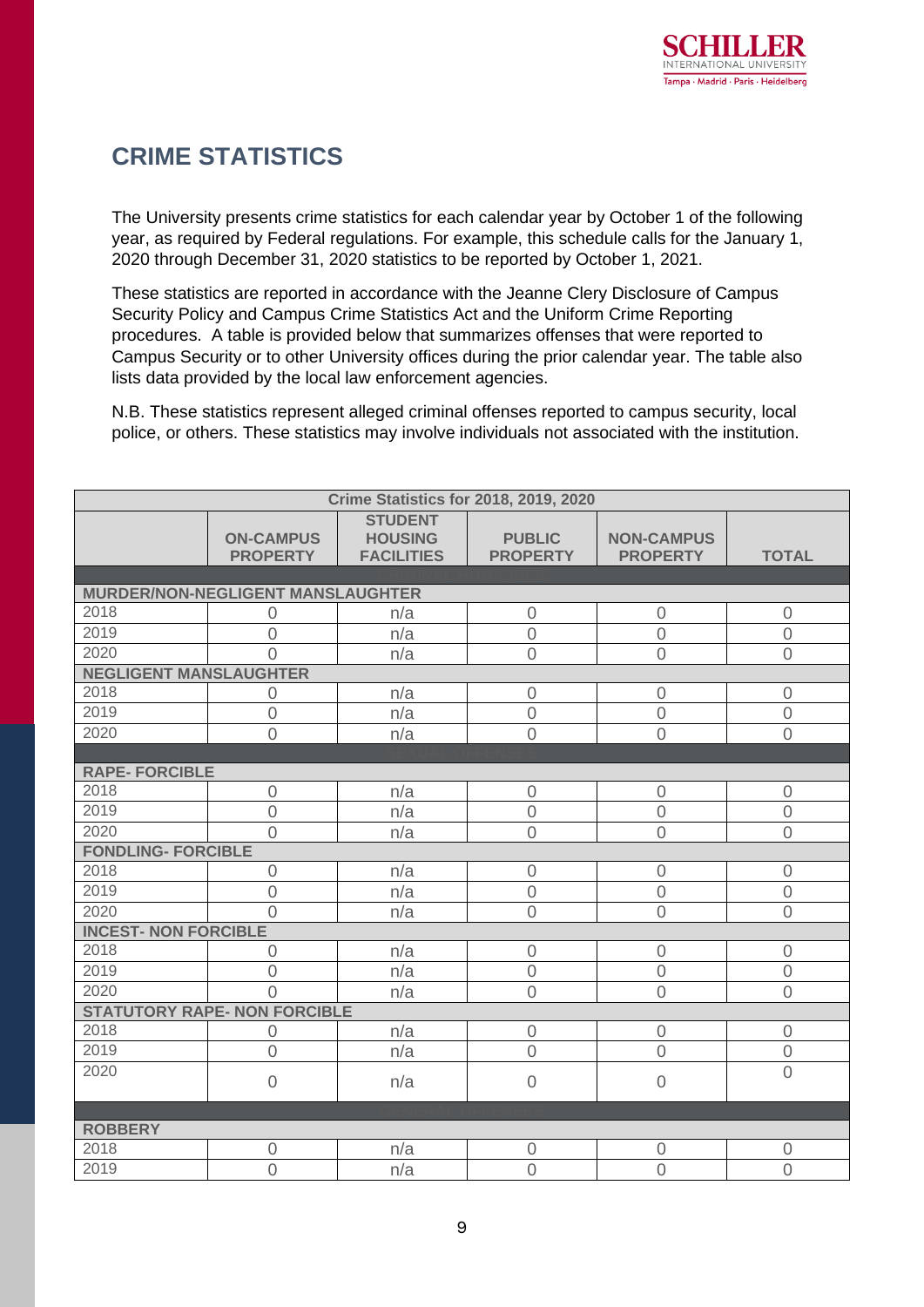## CRIME STATISTICS

The University presents crime statistics for each calendar year by October 1 of the following year, as required by Federal regulations. For example, this schedule calls for the January 1, 2020 through December 31, 2020 statistics to be reported by October 1, 2021.

These statistics are reported in accordance with the Jeanne Clery Disclosure of Campus Security Policy and Campus Crime Statistics Act and the Uniform Crime Reporting procedures. A table is provided below that summarizes offenses that were reported to Campus Security or to other University offices during the prior calendar year. The table also lists data provided by the local law enforcement agencies.

N.B. These statistics represent alleged criminal offenses reported to campus security, local police, or others. These statistics may involve individuals not associated with the institution.

| Crime Statistics for 2018, 2019, 2020 | | | | | |
|---|---|---|---|---|---|
| | **ON-CAMPUS PROPERTY** | **STUDENT HOUSING FACILITIES** | **PUBLIC PROPERTY** | **NON-CAMPUS PROPERTY** | **TOTAL** |
| **MURDER/NON-NEGLIGENT MANSLAUGHTER** | | | | | |
| 2018 | 0 | n/a | 0 | 0 | 0 |
| 2019 | 0 | n/a | 0 | 0 | 0 |
| 2020 | 0 | n/a | 0 | 0 | 0 |
| **NEGLIGENT MANSLAUGHTER** | | | | | |
| 2018 | 0 | n/a | 0 | 0 | 0 |
| 2019 | 0 | n/a | 0 | 0 | 0 |
| 2020 | 0 | n/a | 0 | 0 | 0 |
| **RAPE- FORCIBLE** | | | | | |
| 2018 | 0 | n/a | 0 | 0 | 0 |
| 2019 | 0 | n/a | 0 | 0 | 0 |
| 2020 | 0 | n/a | 0 | 0 | 0 |
| **FONDLING- FORCIBLE** | | | | | |
| 2018 | 0 | n/a | 0 | 0 | 0 |
| 2019 | 0 | n/a | 0 | 0 | 0 |
| 2020 | 0 | n/a | 0 | 0 | 0 |
| **INCEST- NON FORCIBLE** | | | | | |
| 2018 | 0 | n/a | 0 | 0 | 0 |
| 2019 | 0 | n/a | 0 | 0 | 0 |
| 2020 | 0 | n/a | 0 | 0 | 0 |
| **STATUTORY RAPE- NON FORCIBLE** | | | | | |
| 2018 | 0 | n/a | 0 | 0 | 0 |
| 2019 | 0 | n/a | 0 | 0 | 0 |
| 2020 | 0 | n/a | 0 | 0 | 0 |
| **ROBBERY** | | | | | |
| 2018 | 0 | n/a | 0 | 0 | 0 |
| 2019 | 0 | n/a | 0 | 0 | 0 |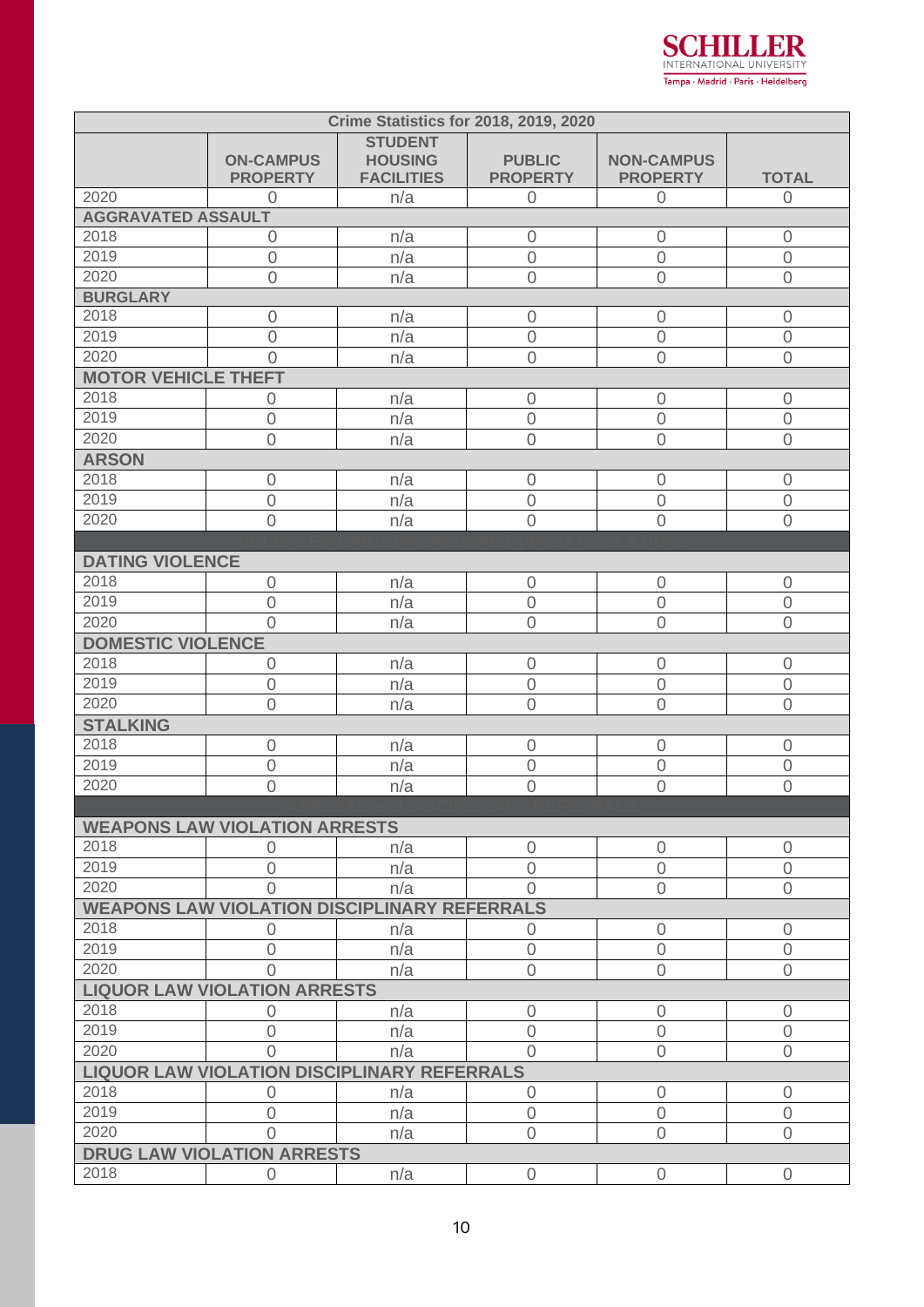| Crime Statistics for 2018, 2019, 2020 | | | | | |
|---|---|---|---|---|---|
| | **ON-CAMPUS PROPERTY** | **STUDENT HOUSING FACILITIES** | **PUBLIC PROPERTY** | **NON-CAMPUS PROPERTY** | **TOTAL** |
| 2020 | 0 | n/a | 0 | 0 | 0 |
| **AGGRAVATED ASSAULT** | | | | | |
| 2018 | 0 | n/a | 0 | 0 | 0 |
| 2019 | 0 | n/a | 0 | 0 | 0 |
| 2020 | 0 | n/a | 0 | 0 | 0 |
| **BURGLARY** | | | | | |
| 2018 | 0 | n/a | 0 | 0 | 0 |
| 2019 | 0 | n/a | 0 | 0 | 0 |
| 2020 | 0 | n/a | 0 | 0 | 0 |
| **MOTOR VEHICLE THEFT** | | | | | |
| 2018 | 0 | n/a | 0 | 0 | 0 |
| 2019 | 0 | n/a | 0 | 0 | 0 |
| 2020 | 0 | n/a | 0 | 0 | 0 |
| **ARSON** | | | | | |
| 2018 | 0 | n/a | 0 | 0 | 0 |
| 2019 | 0 | n/a | 0 | 0 | 0 |
| 2020 | 0 | n/a | 0 | 0 | 0 |
| **VIOLENCE AGAINST WOMEN ACT (VAWA) VIOLATIONS** | | | | | |
| **DATING VIOLENCE** | | | | | |
| 2018 | 0 | n/a | 0 | 0 | 0 |
| 2019 | 0 | n/a | 0 | 0 | 0 |
| 2020 | 0 | n/a | 0 | 0 | 0 |
| **DOMESTIC VIOLENCE** | | | | | |
| 2018 | 0 | n/a | 0 | 0 | 0 |
| 2019 | 0 | n/a | 0 | 0 | 0 |
| 2020 | 0 | n/a | 0 | 0 | 0 |
| **STALKING** | | | | | |
| 2018 | 0 | n/a | 0 | 0 | 0 |
| 2019 | 0 | n/a | 0 | 0 | 0 |
| 2020 | 0 | n/a | 0 | 0 | 0 |
| **ARRESTS AND DISCIPLINARY REFERRALS** | | | | | |
| **WEAPONS LAW VIOLATION ARRESTS** | | | | | |
| 2018 | 0 | n/a | 0 | 0 | 0 |
| 2019 | 0 | n/a | 0 | 0 | 0 |
| 2020 | 0 | n/a | 0 | 0 | 0 |
| **WEAPONS LAW VIOLATION DISCIPLINARY REFERRALS** | | | | | |
| 2018 | 0 | n/a | 0 | 0 | 0 |
| 2019 | 0 | n/a | 0 | 0 | 0 |
| 2020 | 0 | n/a | 0 | 0 | 0 |
| **LIQUOR LAW VIOLATION ARRESTS** | | | | | |
| 2018 | 0 | n/a | 0 | 0 | 0 |
| 2019 | 0 | n/a | 0 | 0 | 0 |
| 2020 | 0 | n/a | 0 | 0 | 0 |
| **LIQUOR LAW VIOLATION DISCIPLINARY REFERRALS** | | | | | |
| 2018 | 0 | n/a | 0 | 0 | 0 |
| 2019 | 0 | n/a | 0 | 0 | 0 |
| 2020 | 0 | n/a | 0 | 0 | 0 |
| **DRUG LAW VIOLATION ARRESTS** | | | | | |
| 2018 | 0 | n/a | 0 | 0 | 0 |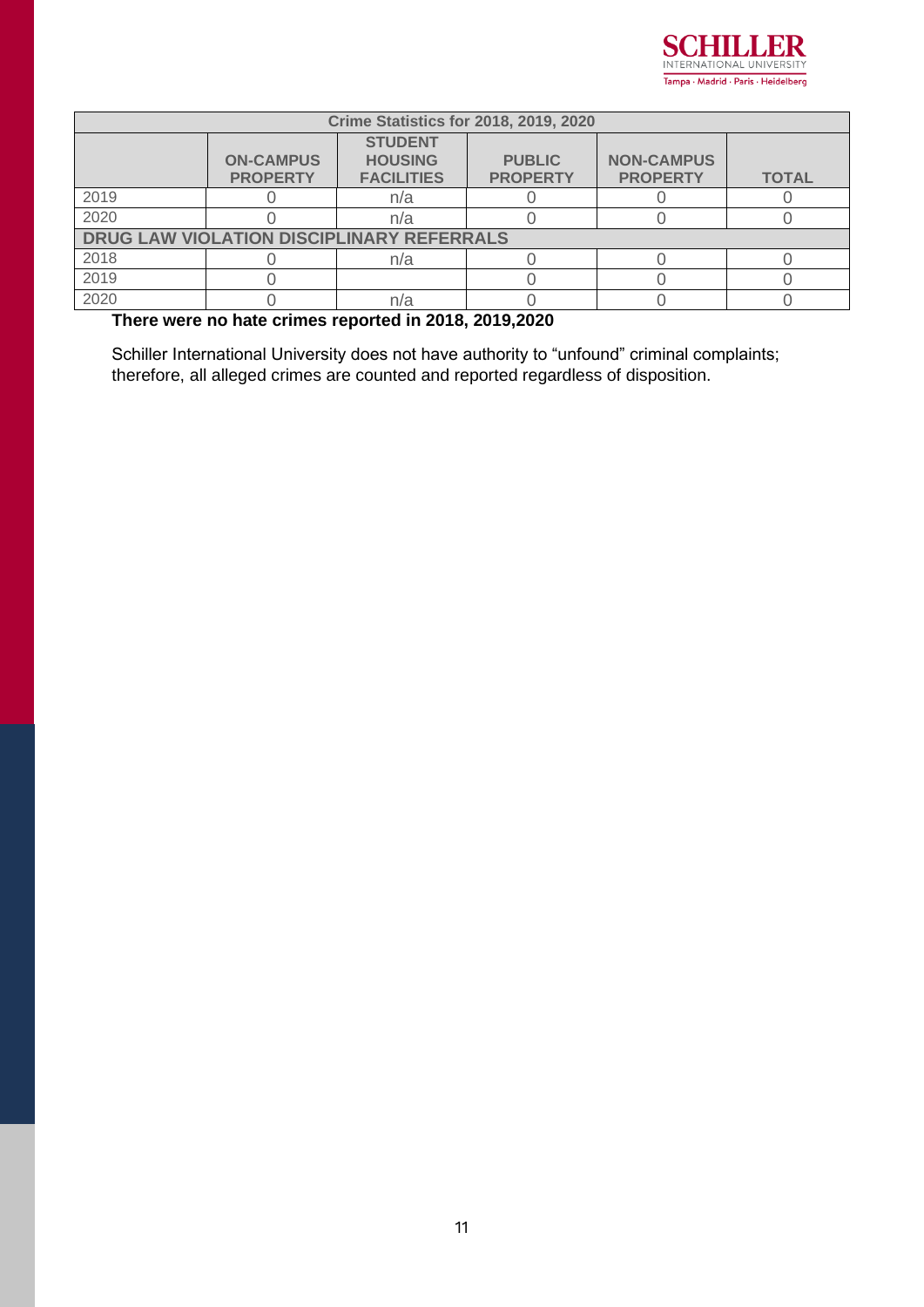| Crime Statistics for 2018, 2019, 2020 | | | | | |
|---|---|---|---|---|---|
| | **ON-CAMPUS PROPERTY** | **STUDENT HOUSING FACILITIES** | **PUBLIC PROPERTY** | **NON-CAMPUS PROPERTY** | **TOTAL** |
| 2019 | 0 | n/a | 0 | 0 | 0 |
| 2020 | 0 | n/a | 0 | 0 | 0 |
| **DRUG LAW VIOLATION DISCIPLINARY REFERRALS** | | | | | |
| 2018 | 0 | n/a | 0 | 0 | 0 |
| 2019 | 0 | | 0 | 0 | 0 |
| 2020 | 0 | n/a | 0 | 0 | 0 |

**There were no hate crimes reported in 2018, 2019,2020**

Schiller International University does not have authority to "unfound" criminal complaints; therefore, all alleged crimes are counted and reported regardless of disposition.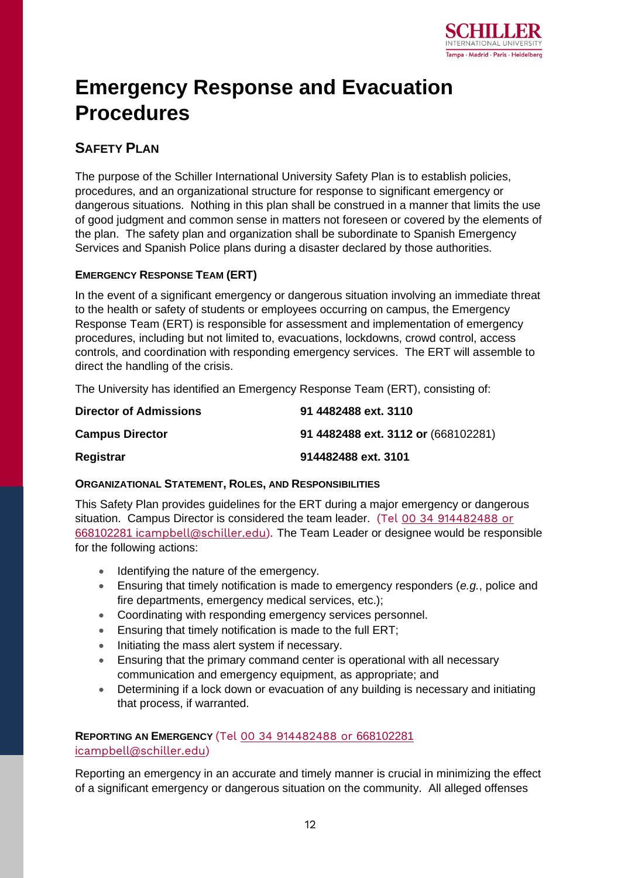# Emergency Response and Evacuation Procedures

## Safety Plan

The purpose of the Schiller International University Safety Plan is to establish policies, procedures, and an organizational structure for response to significant emergency or dangerous situations. Nothing in this plan shall be construed in a manner that limits the use of good judgment and common sense in matters not foreseen or covered by the elements of the plan. The safety plan and organization shall be subordinate to Spanish Emergency Services and Spanish Police plans during a disaster declared by those authorities.

### Emergency Response Team (ERT)

In the event of a significant emergency or dangerous situation involving an immediate threat to the health or safety of students or employees occurring on campus, the Emergency Response Team (ERT) is responsible for assessment and implementation of emergency procedures, including but not limited to, evacuations, lockdowns, crowd control, access controls, and coordination with responding emergency services. The ERT will assemble to direct the handling of the crisis.

The University has identified an Emergency Response Team (ERT), consisting of:

| | |
|---|---|
| **Director of Admissions** | **91 4482488 ext. 3110** |
| **Campus Director** | **91 4482488 ext. 3112 or** (668102281) |
| **Registrar** | **914482488 ext. 3101** |

### Organizational Statement, Roles, and Responsibilities

This Safety Plan provides guidelines for the ERT during a major emergency or dangerous situation. Campus Director is considered the team leader. (Tel 00 34 914482488 or 668102281 icampbell@schiller.edu). The Team Leader or designee would be responsible for the following actions:

- Identifying the nature of the emergency.
- Ensuring that timely notification is made to emergency responders (*e.g.*, police and fire departments, emergency medical services, etc.);
- Coordinating with responding emergency services personnel.
- Ensuring that timely notification is made to the full ERT;
- Initiating the mass alert system if necessary.
- Ensuring that the primary command center is operational with all necessary communication and emergency equipment, as appropriate; and
- Determining if a lock down or evacuation of any building is necessary and initiating that process, if warranted.

### Reporting an Emergency (Tel 00 34 914482488 or 668102281 icampbell@schiller.edu)

Reporting an emergency in an accurate and timely manner is crucial in minimizing the effect of a significant emergency or dangerous situation on the community. All alleged offenses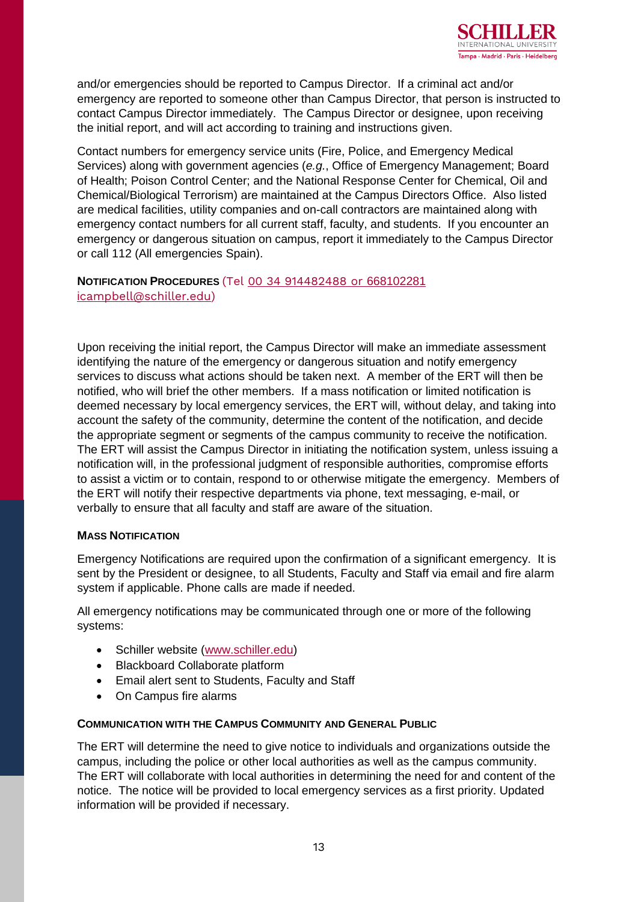and/or emergencies should be reported to Campus Director. If a criminal act and/or emergency are reported to someone other than Campus Director, that person is instructed to contact Campus Director immediately. The Campus Director or designee, upon receiving the initial report, and will act according to training and instructions given.

Contact numbers for emergency service units (Fire, Police, and Emergency Medical Services) along with government agencies (*e.g.*, Office of Emergency Management; Board of Health; Poison Control Center; and the National Response Center for Chemical, Oil and Chemical/Biological Terrorism) are maintained at the Campus Directors Office. Also listed are medical facilities, utility companies and on-call contractors are maintained along with emergency contact numbers for all current staff, faculty, and students. If you encounter an emergency or dangerous situation on campus, report it immediately to the Campus Director or call 112 (All emergencies Spain).

**NOTIFICATION PROCEDURES** (Tel 00 34 914482488 or 668102281 icampbell@schiller.edu)

Upon receiving the initial report, the Campus Director will make an immediate assessment identifying the nature of the emergency or dangerous situation and notify emergency services to discuss what actions should be taken next. A member of the ERT will then be notified, who will brief the other members. If a mass notification or limited notification is deemed necessary by local emergency services, the ERT will, without delay, and taking into account the safety of the community, determine the content of the notification, and decide the appropriate segment or segments of the campus community to receive the notification. The ERT will assist the Campus Director in initiating the notification system, unless issuing a notification will, in the professional judgment of responsible authorities, compromise efforts to assist a victim or to contain, respond to or otherwise mitigate the emergency. Members of the ERT will notify their respective departments via phone, text messaging, e-mail, or verbally to ensure that all faculty and staff are aware of the situation.

**MASS NOTIFICATION**

Emergency Notifications are required upon the confirmation of a significant emergency. It is sent by the President or designee, to all Students, Faculty and Staff via email and fire alarm system if applicable. Phone calls are made if needed.

All emergency notifications may be communicated through one or more of the following systems:

- Schiller website (www.schiller.edu)
- Blackboard Collaborate platform
- Email alert sent to Students, Faculty and Staff
- On Campus fire alarms

**COMMUNICATION WITH THE CAMPUS COMMUNITY AND GENERAL PUBLIC**

The ERT will determine the need to give notice to individuals and organizations outside the campus, including the police or other local authorities as well as the campus community. The ERT will collaborate with local authorities in determining the need for and content of the notice. The notice will be provided to local emergency services as a first priority. Updated information will be provided if necessary.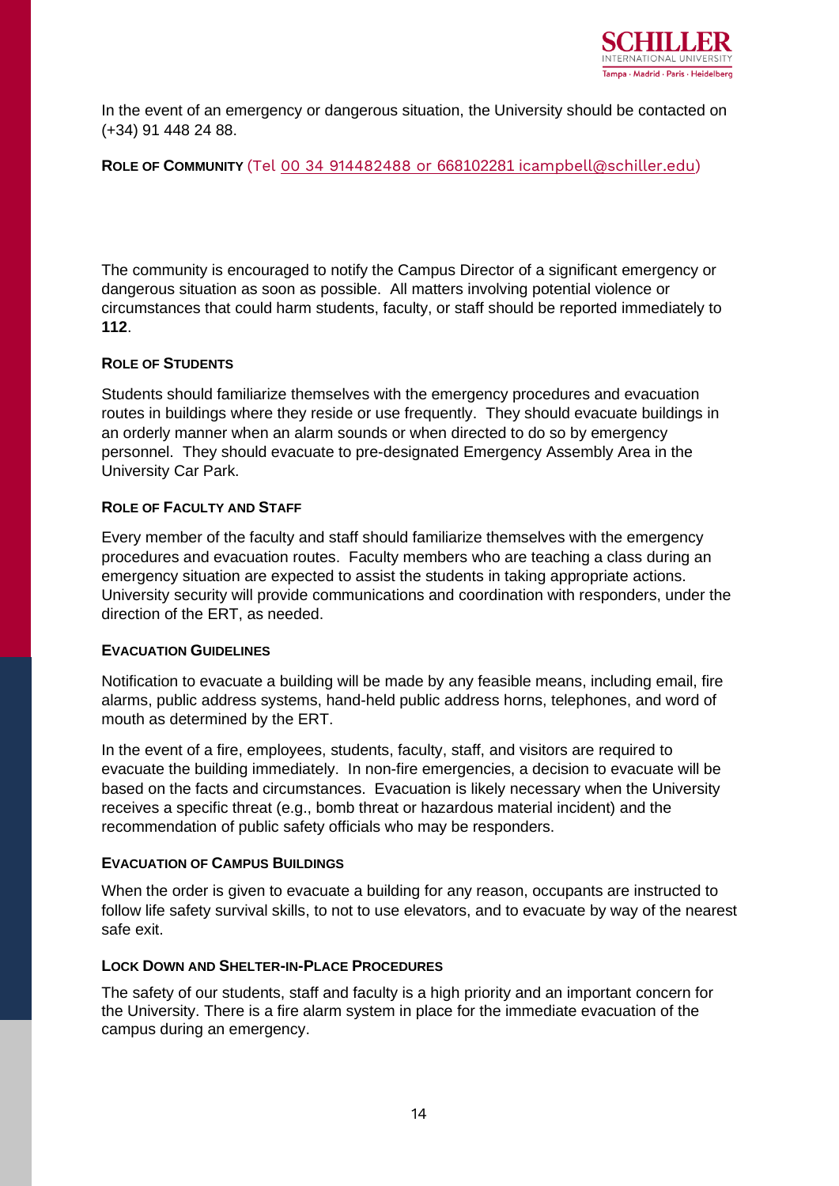In the event of an emergency or dangerous situation, the University should be contacted on (+34) 91 448 24 88.

**ROLE OF COMMUNITY** (Tel 00 34 914482488 or 668102281 icampbell@schiller.edu)

The community is encouraged to notify the Campus Director of a significant emergency or dangerous situation as soon as possible. All matters involving potential violence or circumstances that could harm students, faculty, or staff should be reported immediately to **112**.

**ROLE OF STUDENTS**

Students should familiarize themselves with the emergency procedures and evacuation routes in buildings where they reside or use frequently. They should evacuate buildings in an orderly manner when an alarm sounds or when directed to do so by emergency personnel. They should evacuate to pre-designated Emergency Assembly Area in the University Car Park.

**ROLE OF FACULTY AND STAFF**

Every member of the faculty and staff should familiarize themselves with the emergency procedures and evacuation routes. Faculty members who are teaching a class during an emergency situation are expected to assist the students in taking appropriate actions. University security will provide communications and coordination with responders, under the direction of the ERT, as needed.

**EVACUATION GUIDELINES**

Notification to evacuate a building will be made by any feasible means, including email, fire alarms, public address systems, hand-held public address horns, telephones, and word of mouth as determined by the ERT.

In the event of a fire, employees, students, faculty, staff, and visitors are required to evacuate the building immediately. In non-fire emergencies, a decision to evacuate will be based on the facts and circumstances. Evacuation is likely necessary when the University receives a specific threat (e.g., bomb threat or hazardous material incident) and the recommendation of public safety officials who may be responders.

**EVACUATION OF CAMPUS BUILDINGS**

When the order is given to evacuate a building for any reason, occupants are instructed to follow life safety survival skills, to not to use elevators, and to evacuate by way of the nearest safe exit.

**LOCK DOWN AND SHELTER-IN-PLACE PROCEDURES**

The safety of our students, staff and faculty is a high priority and an important concern for the University. There is a fire alarm system in place for the immediate evacuation of the campus during an emergency.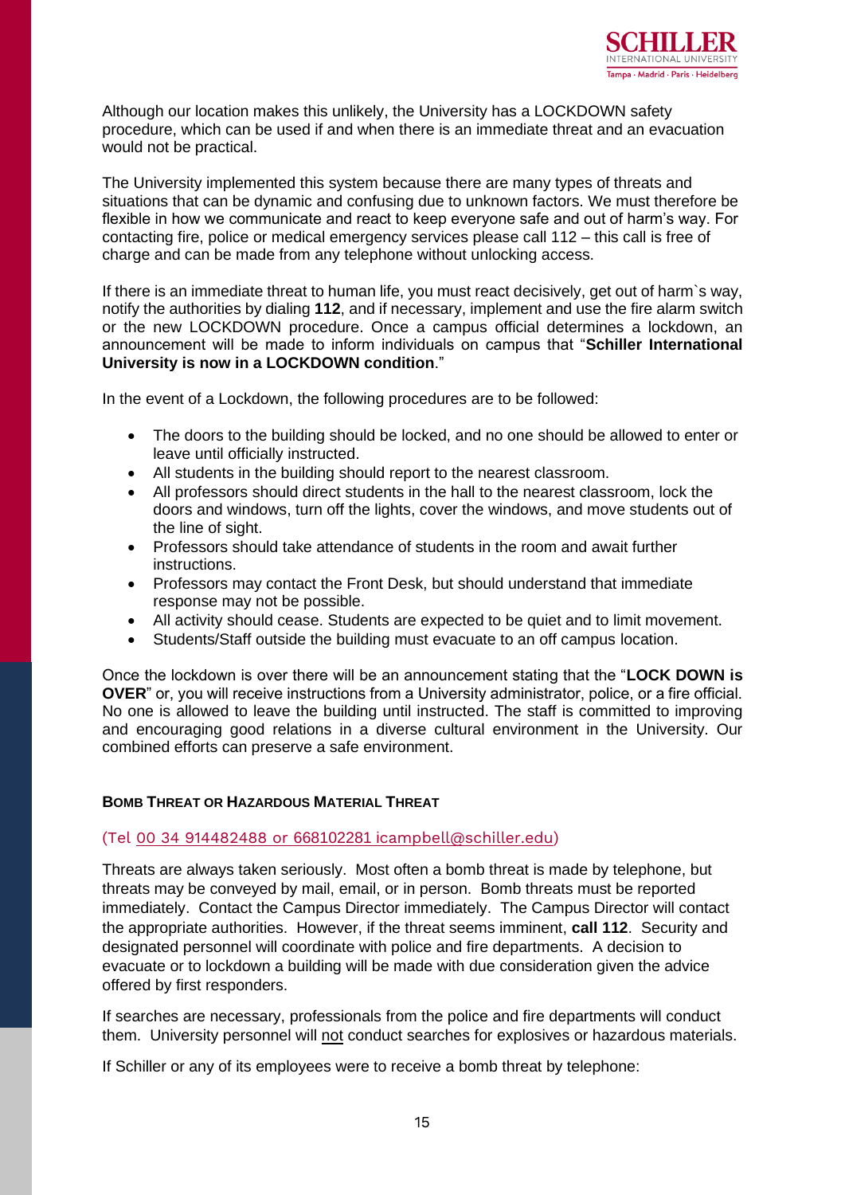Although our location makes this unlikely, the University has a LOCKDOWN safety procedure, which can be used if and when there is an immediate threat and an evacuation would not be practical.

The University implemented this system because there are many types of threats and situations that can be dynamic and confusing due to unknown factors. We must therefore be flexible in how we communicate and react to keep everyone safe and out of harm's way. For contacting fire, police or medical emergency services please call 112 – this call is free of charge and can be made from any telephone without unlocking access.

If there is an immediate threat to human life, you must react decisively, get out of harm`s way, notify the authorities by dialing **112**, and if necessary, implement and use the fire alarm switch or the new LOCKDOWN procedure. Once a campus official determines a lockdown, an announcement will be made to inform individuals on campus that "**Schiller International University is now in a LOCKDOWN condition**."

In the event of a Lockdown, the following procedures are to be followed:

- The doors to the building should be locked, and no one should be allowed to enter or leave until officially instructed.
- All students in the building should report to the nearest classroom.
- All professors should direct students in the hall to the nearest classroom, lock the doors and windows, turn off the lights, cover the windows, and move students out of the line of sight.
- Professors should take attendance of students in the room and await further instructions.
- Professors may contact the Front Desk, but should understand that immediate response may not be possible.
- All activity should cease. Students are expected to be quiet and to limit movement.
- Students/Staff outside the building must evacuate to an off campus location.

Once the lockdown is over there will be an announcement stating that the "**LOCK DOWN is OVER**" or, you will receive instructions from a University administrator, police, or a fire official. No one is allowed to leave the building until instructed. The staff is committed to improving and encouraging good relations in a diverse cultural environment in the University. Our combined efforts can preserve a safe environment.

#### **BOMB THREAT OR HAZARDOUS MATERIAL THREAT**

(Tel 00 34 914482488 or 668102281 icampbell@schiller.edu)

Threats are always taken seriously. Most often a bomb threat is made by telephone, but threats may be conveyed by mail, email, or in person. Bomb threats must be reported immediately. Contact the Campus Director immediately. The Campus Director will contact the appropriate authorities. However, if the threat seems imminent, **call 112**. Security and designated personnel will coordinate with police and fire departments. A decision to evacuate or to lockdown a building will be made with due consideration given the advice offered by first responders.

If searches are necessary, professionals from the police and fire departments will conduct them. University personnel will not conduct searches for explosives or hazardous materials.

If Schiller or any of its employees were to receive a bomb threat by telephone: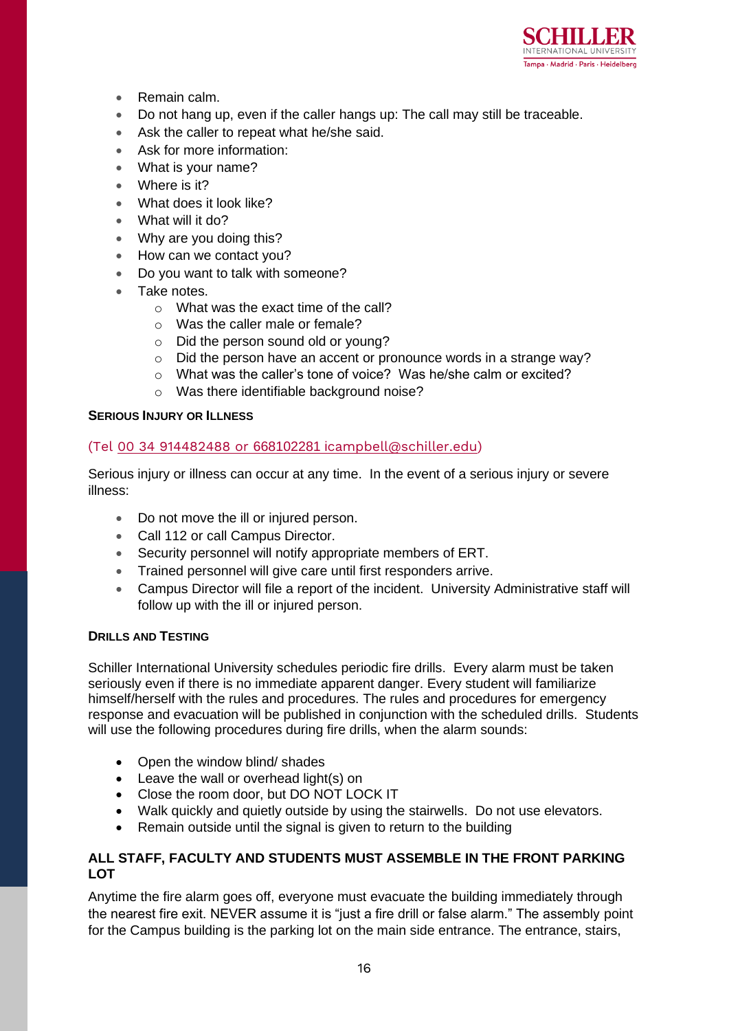- Remain calm.
- Do not hang up, even if the caller hangs up: The call may still be traceable.
- Ask the caller to repeat what he/she said.
- Ask for more information:
- What is your name?
- Where is it?
- What does it look like?
- What will it do?
- Why are you doing this?
- How can we contact you?
- Do you want to talk with someone?
- Take notes.
  - What was the exact time of the call?
  - Was the caller male or female?
  - Did the person sound old or young?
  - Did the person have an accent or pronounce words in a strange way?
  - What was the caller's tone of voice? Was he/she calm or excited?
  - Was there identifiable background noise?

**SERIOUS INJURY OR ILLNESS**

(Tel 00 34 914482488 or 668102281 icampbell@schiller.edu)

Serious injury or illness can occur at any time. In the event of a serious injury or severe illness:

- Do not move the ill or injured person.
- Call 112 or call Campus Director.
- Security personnel will notify appropriate members of ERT.
- Trained personnel will give care until first responders arrive.
- Campus Director will file a report of the incident. University Administrative staff will follow up with the ill or injured person.

**DRILLS AND TESTING**

Schiller International University schedules periodic fire drills. Every alarm must be taken seriously even if there is no immediate apparent danger. Every student will familiarize himself/herself with the rules and procedures. The rules and procedures for emergency response and evacuation will be published in conjunction with the scheduled drills. Students will use the following procedures during fire drills, when the alarm sounds:

- Open the window blind/ shades
- Leave the wall or overhead light(s) on
- Close the room door, but DO NOT LOCK IT
- Walk quickly and quietly outside by using the stairwells. Do not use elevators.
- Remain outside until the signal is given to return to the building

**ALL STAFF, FACULTY AND STUDENTS MUST ASSEMBLE IN THE FRONT PARKING LOT**

Anytime the fire alarm goes off, everyone must evacuate the building immediately through the nearest fire exit. NEVER assume it is "just a fire drill or false alarm." The assembly point for the Campus building is the parking lot on the main side entrance. The entrance, stairs,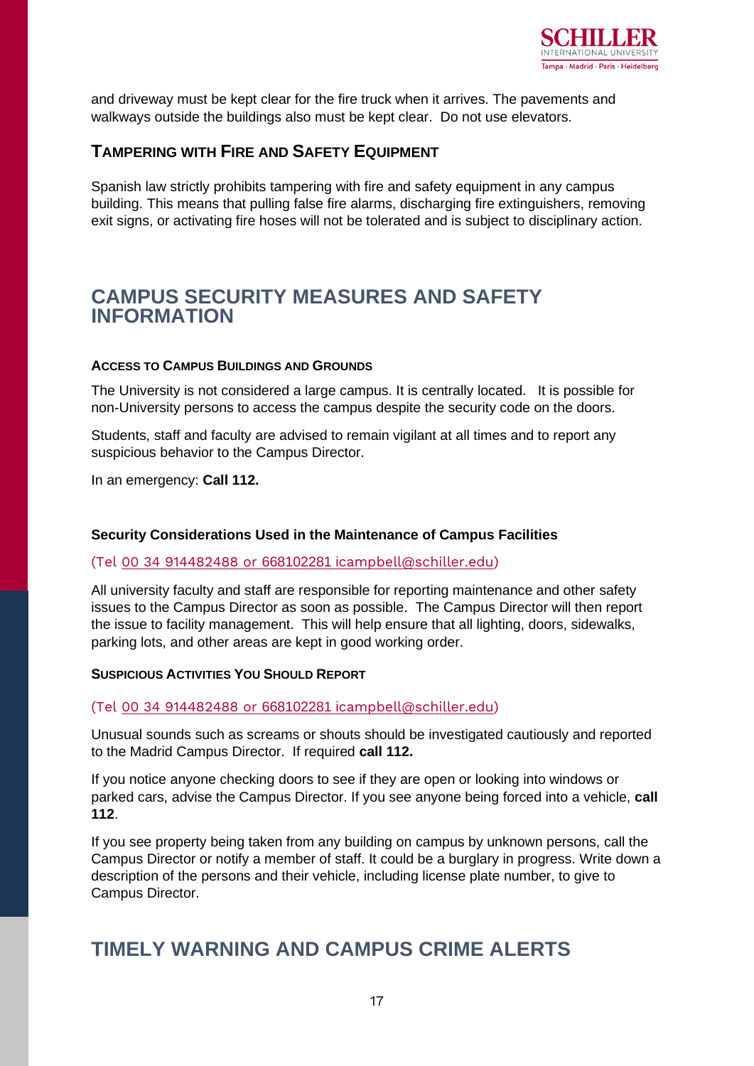and driveway must be kept clear for the fire truck when it arrives. The pavements and walkways outside the buildings also must be kept clear. Do not use elevators.

### Tampering with Fire and Safety Equipment

Spanish law strictly prohibits tampering with fire and safety equipment in any campus building. This means that pulling false fire alarms, discharging fire extinguishers, removing exit signs, or activating fire hoses will not be tolerated and is subject to disciplinary action.

## CAMPUS SECURITY MEASURES AND SAFETY INFORMATION

#### Access to Campus Buildings and Grounds

The University is not considered a large campus. It is centrally located. It is possible for non-University persons to access the campus despite the security code on the doors.

Students, staff and faculty are advised to remain vigilant at all times and to report any suspicious behavior to the Campus Director.

In an emergency: **Call 112.**

#### Security Considerations Used in the Maintenance of Campus Facilities

(Tel 00 34 914482488 or 668102281 icampbell@schiller.edu)

All university faculty and staff are responsible for reporting maintenance and other safety issues to the Campus Director as soon as possible. The Campus Director will then report the issue to facility management. This will help ensure that all lighting, doors, sidewalks, parking lots, and other areas are kept in good working order.

#### Suspicious Activities You Should Report

(Tel 00 34 914482488 or 668102281 icampbell@schiller.edu)

Unusual sounds such as screams or shouts should be investigated cautiously and reported to the Madrid Campus Director. If required **call 112.**

If you notice anyone checking doors to see if they are open or looking into windows or parked cars, advise the Campus Director. If you see anyone being forced into a vehicle, **call 112**.

If you see property being taken from any building on campus by unknown persons, call the Campus Director or notify a member of staff. It could be a burglary in progress. Write down a description of the persons and their vehicle, including license plate number, to give to Campus Director.

## TIMELY WARNING AND CAMPUS CRIME ALERTS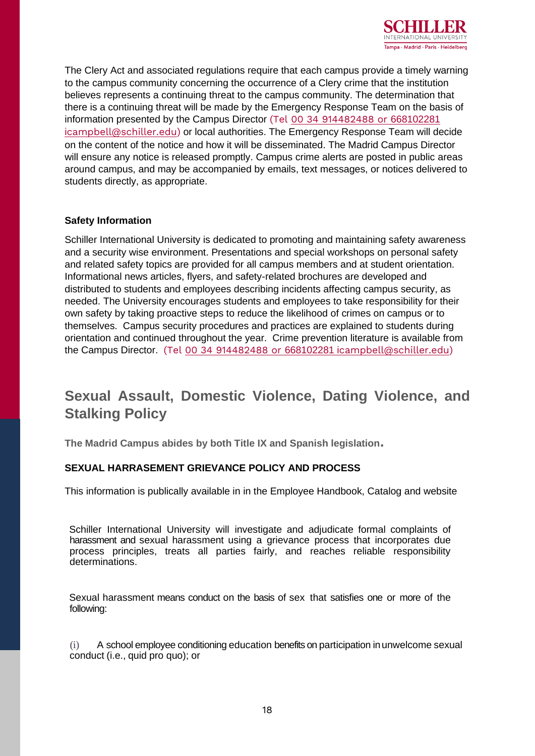The Clery Act and associated regulations require that each campus provide a timely warning to the campus community concerning the occurrence of a Clery crime that the institution believes represents a continuing threat to the campus community. The determination that there is a continuing threat will be made by the Emergency Response Team on the basis of information presented by the Campus Director (Tel 00 34 914482488 or 668102281 icampbell@schiller.edu) or local authorities. The Emergency Response Team will decide on the content of the notice and how it will be disseminated. The Madrid Campus Director will ensure any notice is released promptly. Campus crime alerts are posted in public areas around campus, and may be accompanied by emails, text messages, or notices delivered to students directly, as appropriate.

**Safety Information**

Schiller International University is dedicated to promoting and maintaining safety awareness and a security wise environment. Presentations and special workshops on personal safety and related safety topics are provided for all campus members and at student orientation. Informational news articles, flyers, and safety-related brochures are developed and distributed to students and employees describing incidents affecting campus security, as needed. The University encourages students and employees to take responsibility for their own safety by taking proactive steps to reduce the likelihood of crimes on campus or to themselves. Campus security procedures and practices are explained to students during orientation and continued throughout the year. Crime prevention literature is available from the Campus Director. (Tel 00 34 914482488 or 668102281 icampbell@schiller.edu)

## Sexual Assault, Domestic Violence, Dating Violence, and Stalking Policy

**The Madrid Campus abides by both Title IX and Spanish legislation.**

**SEXUAL HARRASEMENT GRIEVANCE POLICY AND PROCESS**

This information is publically available in in the Employee Handbook, Catalog and website

Schiller International University will investigate and adjudicate formal complaints of harassment and sexual harassment using a grievance process that incorporates due process principles, treats all parties fairly, and reaches reliable responsibility determinations.

Sexual harassment means conduct on the basis of sex that satisfies one or more of the following:

(i) A school employee conditioning education benefits on participation in unwelcome sexual conduct (i.e., quid pro quo); or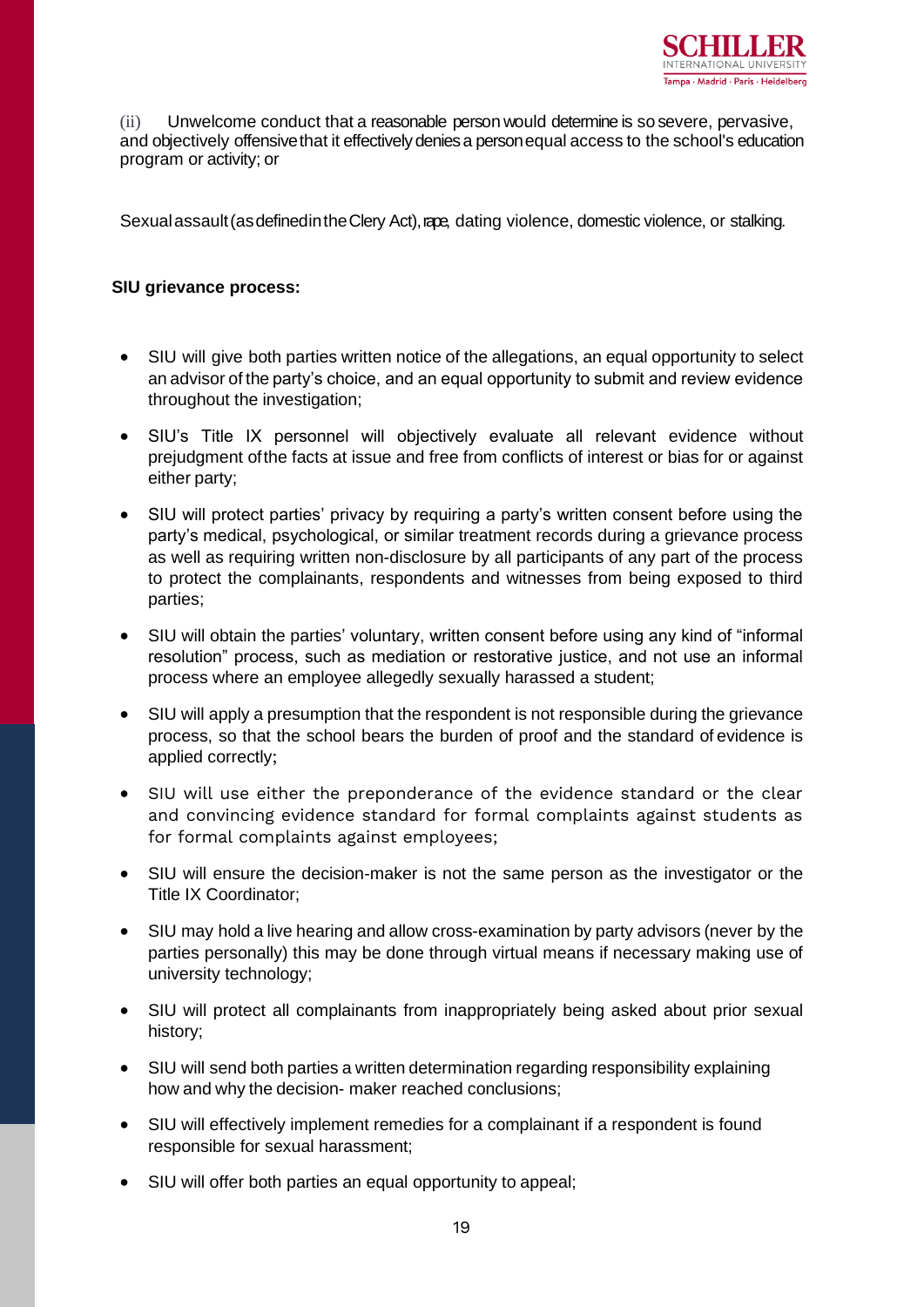(ii) Unwelcome conduct that a reasonable person would determine is so severe, pervasive, and objectively offensive that it effectively denies a person equal access to the school's education program or activity; or

Sexual assault (as defined in the Clery Act), rape, dating violence, domestic violence, or stalking.

**SIU grievance process:**

- SIU will give both parties written notice of the allegations, an equal opportunity to select an advisor of the party's choice, and an equal opportunity to submit and review evidence throughout the investigation;
- SIU's Title IX personnel will objectively evaluate all relevant evidence without prejudgment of the facts at issue and free from conflicts of interest or bias for or against either party;
- SIU will protect parties' privacy by requiring a party's written consent before using the party's medical, psychological, or similar treatment records during a grievance process as well as requiring written non-disclosure by all participants of any part of the process to protect the complainants, respondents and witnesses from being exposed to third parties;
- SIU will obtain the parties' voluntary, written consent before using any kind of "informal resolution" process, such as mediation or restorative justice, and not use an informal process where an employee allegedly sexually harassed a student;
- SIU will apply a presumption that the respondent is not responsible during the grievance process, so that the school bears the burden of proof and the standard of evidence is applied correctly;
- SIU will use either the preponderance of the evidence standard or the clear and convincing evidence standard for formal complaints against students as for formal complaints against employees;
- SIU will ensure the decision-maker is not the same person as the investigator or the Title IX Coordinator;
- SIU may hold a live hearing and allow cross-examination by party advisors (never by the parties personally) this may be done through virtual means if necessary making use of university technology;
- SIU will protect all complainants from inappropriately being asked about prior sexual history;
- SIU will send both parties a written determination regarding responsibility explaining how and why the decision- maker reached conclusions;
- SIU will effectively implement remedies for a complainant if a respondent is found responsible for sexual harassment;
- SIU will offer both parties an equal opportunity to appeal;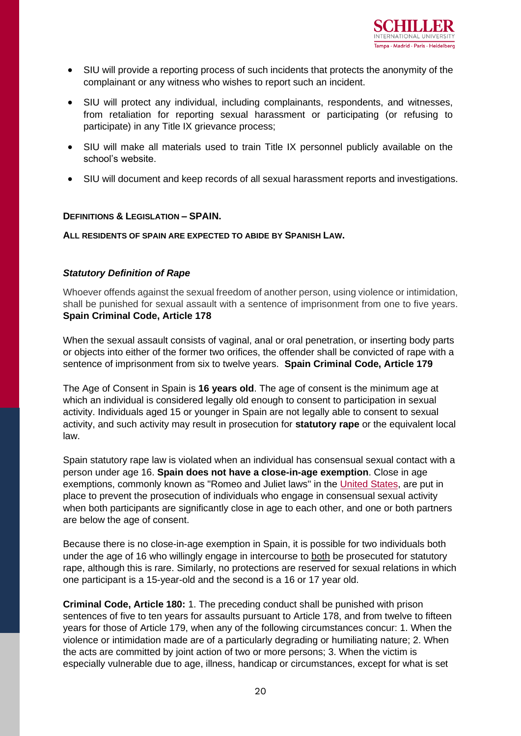- SIU will provide a reporting process of such incidents that protects the anonymity of the complainant or any witness who wishes to report such an incident.
- SIU will protect any individual, including complainants, respondents, and witnesses, from retaliation for reporting sexual harassment or participating (or refusing to participate) in any Title IX grievance process;
- SIU will make all materials used to train Title IX personnel publicly available on the school's website.
- SIU will document and keep records of all sexual harassment reports and investigations.

**DEFINITIONS & LEGISLATION – SPAIN.**

**ALL RESIDENTS OF SPAIN ARE EXPECTED TO ABIDE BY SPANISH LAW.**

***Statutory Definition of Rape***

Whoever offends against the sexual freedom of another person, using violence or intimidation, shall be punished for sexual assault with a sentence of imprisonment from one to five years. **Spain Criminal Code, Article 178**

When the sexual assault consists of vaginal, anal or oral penetration, or inserting body parts or objects into either of the former two orifices, the offender shall be convicted of rape with a sentence of imprisonment from six to twelve years. **Spain Criminal Code, Article 179**

The Age of Consent in Spain is **16 years old**. The age of consent is the minimum age at which an individual is considered legally old enough to consent to participation in sexual activity. Individuals aged 15 or younger in Spain are not legally able to consent to sexual activity, and such activity may result in prosecution for **statutory rape** or the equivalent local law.

Spain statutory rape law is violated when an individual has consensual sexual contact with a person under age 16. **Spain does not have a close-in-age exemption**. Close in age exemptions, commonly known as "Romeo and Juliet laws" in the United States, are put in place to prevent the prosecution of individuals who engage in consensual sexual activity when both participants are significantly close in age to each other, and one or both partners are below the age of consent.

Because there is no close-in-age exemption in Spain, it is possible for two individuals both under the age of 16 who willingly engage in intercourse to both be prosecuted for statutory rape, although this is rare. Similarly, no protections are reserved for sexual relations in which one participant is a 15-year-old and the second is a 16 or 17 year old.

**Criminal Code, Article 180:** 1. The preceding conduct shall be punished with prison sentences of five to ten years for assaults pursuant to Article 178, and from twelve to fifteen years for those of Article 179, when any of the following circumstances concur: 1. When the violence or intimidation made are of a particularly degrading or humiliating nature; 2. When the acts are committed by joint action of two or more persons; 3. When the victim is especially vulnerable due to age, illness, handicap or circumstances, except for what is set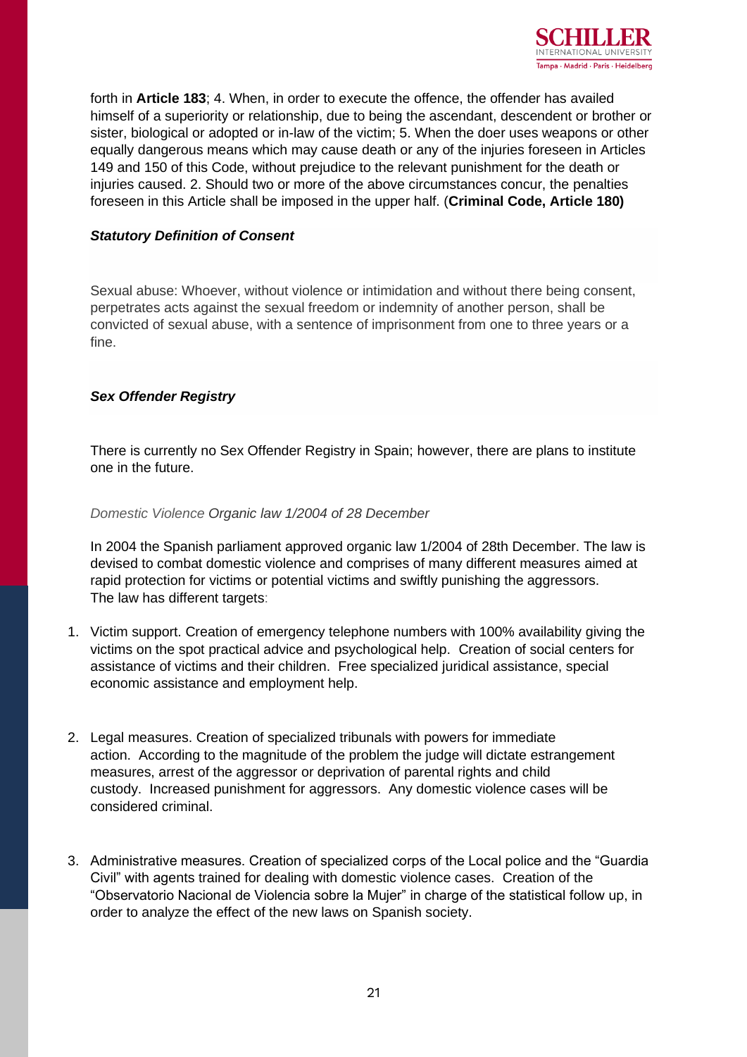forth in **Article 183**; 4. When, in order to execute the offence, the offender has availed himself of a superiority or relationship, due to being the ascendant, descendent or brother or sister, biological or adopted or in-law of the victim; 5. When the doer uses weapons or other equally dangerous means which may cause death or any of the injuries foreseen in Articles 149 and 150 of this Code, without prejudice to the relevant punishment for the death or injuries caused. 2. Should two or more of the above circumstances concur, the penalties foreseen in this Article shall be imposed in the upper half. (**Criminal Code, Article 180)**

***Statutory Definition of Consent***

Sexual abuse: Whoever, without violence or intimidation and without there being consent, perpetrates acts against the sexual freedom or indemnity of another person, shall be convicted of sexual abuse, with a sentence of imprisonment from one to three years or a fine.

***Sex Offender Registry***

There is currently no Sex Offender Registry in Spain; however, there are plans to institute one in the future.

*Domestic Violence Organic law 1/2004 of 28 December*

In 2004 the Spanish parliament approved organic law 1/2004 of 28th December. The law is devised to combat domestic violence and comprises of many different measures aimed at rapid protection for victims or potential victims and swiftly punishing the aggressors. The law has different targets:

1. Victim support. Creation of emergency telephone numbers with 100% availability giving the victims on the spot practical advice and psychological help. Creation of social centers for assistance of victims and their children. Free specialized juridical assistance, special economic assistance and employment help.

2. Legal measures. Creation of specialized tribunals with powers for immediate action. According to the magnitude of the problem the judge will dictate estrangement measures, arrest of the aggressor or deprivation of parental rights and child custody. Increased punishment for aggressors. Any domestic violence cases will be considered criminal.

3. Administrative measures. Creation of specialized corps of the Local police and the "Guardia Civil" with agents trained for dealing with domestic violence cases. Creation of the "Observatorio Nacional de Violencia sobre la Mujer" in charge of the statistical follow up, in order to analyze the effect of the new laws on Spanish society.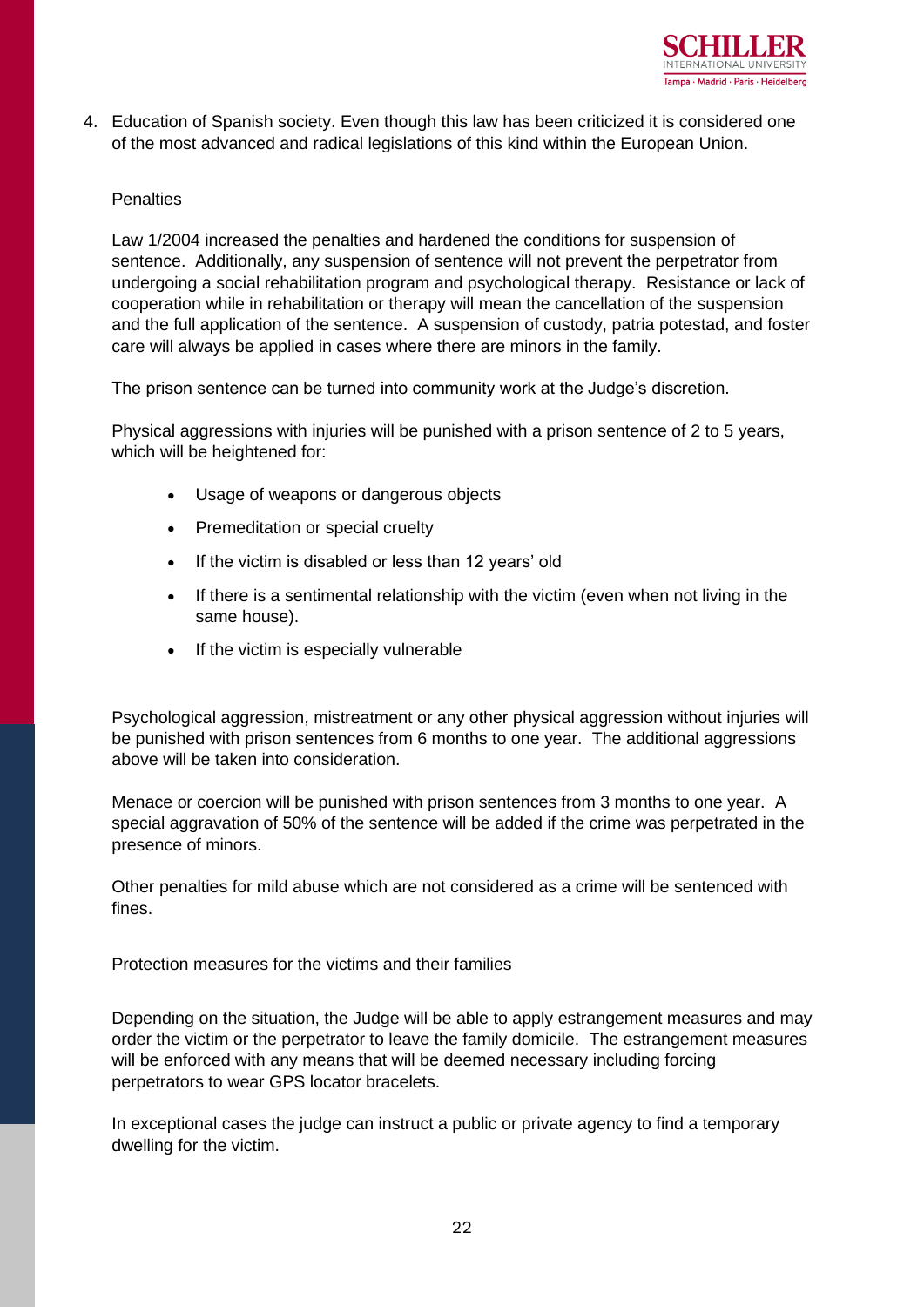4. Education of Spanish society. Even though this law has been criticized it is considered one of the most advanced and radical legislations of this kind within the European Union.

Penalties

Law 1/2004 increased the penalties and hardened the conditions for suspension of sentence. Additionally, any suspension of sentence will not prevent the perpetrator from undergoing a social rehabilitation program and psychological therapy. Resistance or lack of cooperation while in rehabilitation or therapy will mean the cancellation of the suspension and the full application of the sentence. A suspension of custody, patria potestad, and foster care will always be applied in cases where there are minors in the family.

The prison sentence can be turned into community work at the Judge's discretion.

Physical aggressions with injuries will be punished with a prison sentence of 2 to 5 years, which will be heightened for:

- Usage of weapons or dangerous objects
- Premeditation or special cruelty
- If the victim is disabled or less than 12 years' old
- If there is a sentimental relationship with the victim (even when not living in the same house).
- If the victim is especially vulnerable

Psychological aggression, mistreatment or any other physical aggression without injuries will be punished with prison sentences from 6 months to one year. The additional aggressions above will be taken into consideration.

Menace or coercion will be punished with prison sentences from 3 months to one year. A special aggravation of 50% of the sentence will be added if the crime was perpetrated in the presence of minors.

Other penalties for mild abuse which are not considered as a crime will be sentenced with fines.

Protection measures for the victims and their families

Depending on the situation, the Judge will be able to apply estrangement measures and may order the victim or the perpetrator to leave the family domicile. The estrangement measures will be enforced with any means that will be deemed necessary including forcing perpetrators to wear GPS locator bracelets.

In exceptional cases the judge can instruct a public or private agency to find a temporary dwelling for the victim.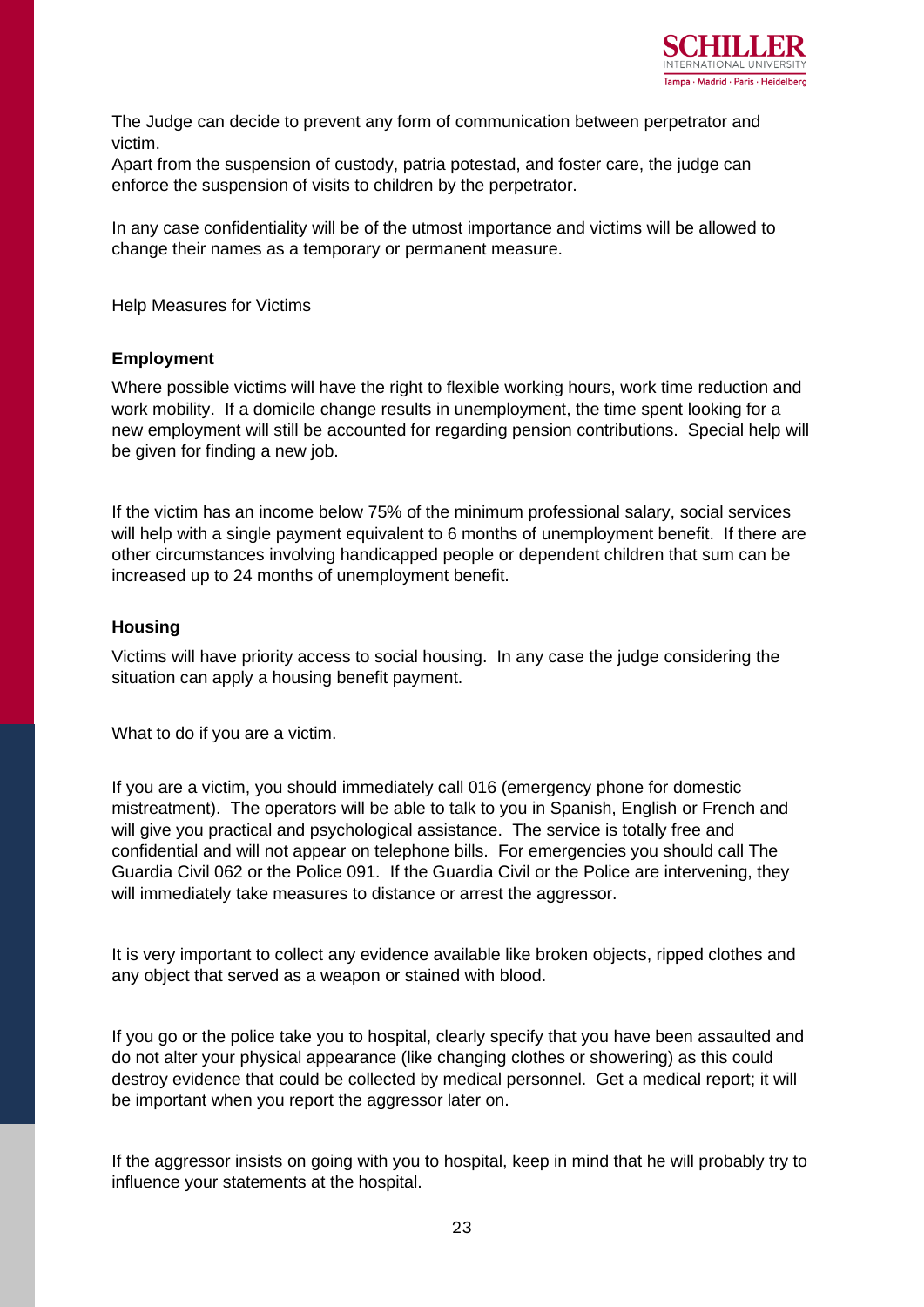The Judge can decide to prevent any form of communication between perpetrator and victim.

Apart from the suspension of custody, patria potestad, and foster care, the judge can enforce the suspension of visits to children by the perpetrator.

In any case confidentiality will be of the utmost importance and victims will be allowed to change their names as a temporary or permanent measure.

Help Measures for Victims

**Employment**

Where possible victims will have the right to flexible working hours, work time reduction and work mobility. If a domicile change results in unemployment, the time spent looking for a new employment will still be accounted for regarding pension contributions. Special help will be given for finding a new job.

If the victim has an income below 75% of the minimum professional salary, social services will help with a single payment equivalent to 6 months of unemployment benefit. If there are other circumstances involving handicapped people or dependent children that sum can be increased up to 24 months of unemployment benefit.

**Housing**

Victims will have priority access to social housing. In any case the judge considering the situation can apply a housing benefit payment.

What to do if you are a victim.

If you are a victim, you should immediately call 016 (emergency phone for domestic mistreatment). The operators will be able to talk to you in Spanish, English or French and will give you practical and psychological assistance. The service is totally free and confidential and will not appear on telephone bills. For emergencies you should call The Guardia Civil 062 or the Police 091. If the Guardia Civil or the Police are intervening, they will immediately take measures to distance or arrest the aggressor.

It is very important to collect any evidence available like broken objects, ripped clothes and any object that served as a weapon or stained with blood.

If you go or the police take you to hospital, clearly specify that you have been assaulted and do not alter your physical appearance (like changing clothes or showering) as this could destroy evidence that could be collected by medical personnel. Get a medical report; it will be important when you report the aggressor later on.

If the aggressor insists on going with you to hospital, keep in mind that he will probably try to influence your statements at the hospital.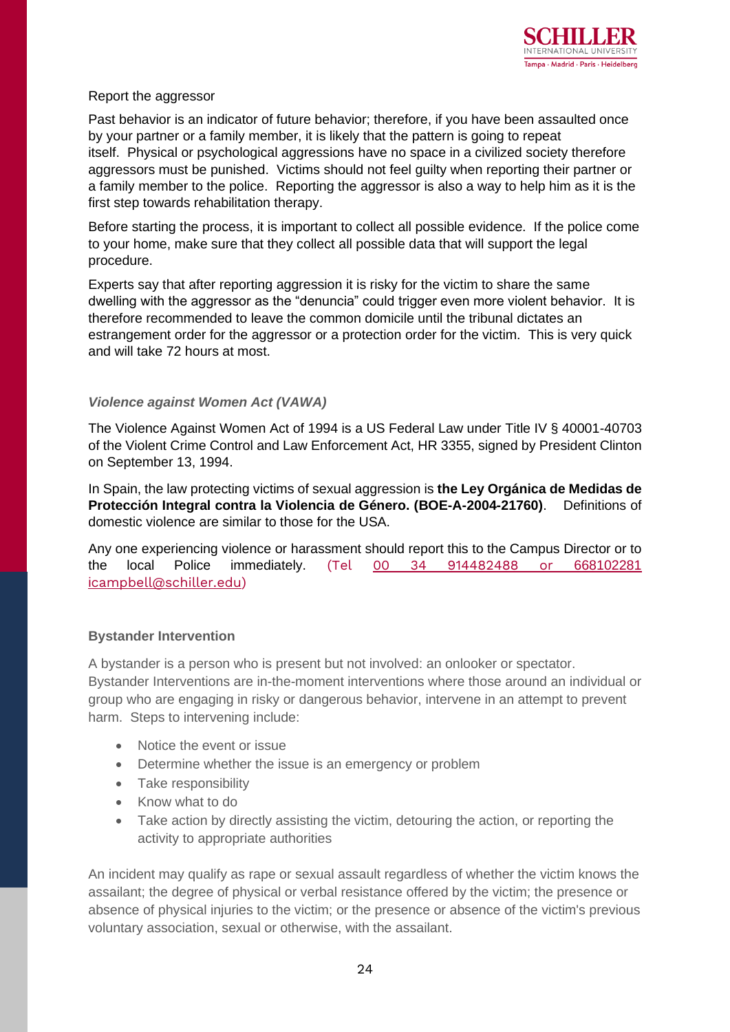Report the aggressor

Past behavior is an indicator of future behavior; therefore, if you have been assaulted once by your partner or a family member, it is likely that the pattern is going to repeat itself. Physical or psychological aggressions have no space in a civilized society therefore aggressors must be punished. Victims should not feel guilty when reporting their partner or a family member to the police. Reporting the aggressor is also a way to help him as it is the first step towards rehabilitation therapy.

Before starting the process, it is important to collect all possible evidence. If the police come to your home, make sure that they collect all possible data that will support the legal procedure.

Experts say that after reporting aggression it is risky for the victim to share the same dwelling with the aggressor as the "denuncia" could trigger even more violent behavior. It is therefore recommended to leave the common domicile until the tribunal dictates an estrangement order for the aggressor or a protection order for the victim. This is very quick and will take 72 hours at most.

### *Violence against Women Act (VAWA)*

The Violence Against Women Act of 1994 is a US Federal Law under Title IV § 40001-40703 of the Violent Crime Control and Law Enforcement Act, HR 3355, signed by President Clinton on September 13, 1994.

In Spain, the law protecting victims of sexual aggression is **the Ley Orgánica de Medidas de Protección Integral contra la Violencia de Género. (BOE-A-2004-21760)**. Definitions of domestic violence are similar to those for the USA.

Any one experiencing violence or harassment should report this to the Campus Director or to the local Police immediately. (Tel 00 34 914482488 or 668102281 icampbell@schiller.edu)

### Bystander Intervention

A bystander is a person who is present but not involved: an onlooker or spectator. Bystander Interventions are in-the-moment interventions where those around an individual or group who are engaging in risky or dangerous behavior, intervene in an attempt to prevent harm. Steps to intervening include:

- Notice the event or issue
- Determine whether the issue is an emergency or problem
- Take responsibility
- Know what to do
- Take action by directly assisting the victim, detouring the action, or reporting the activity to appropriate authorities

An incident may qualify as rape or sexual assault regardless of whether the victim knows the assailant; the degree of physical or verbal resistance offered by the victim; the presence or absence of physical injuries to the victim; or the presence or absence of the victim's previous voluntary association, sexual or otherwise, with the assailant.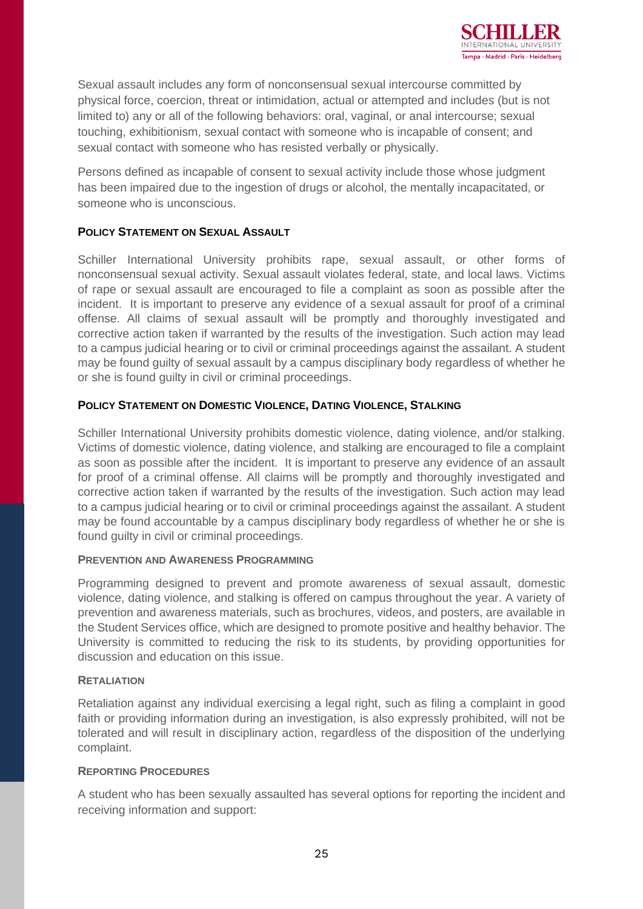Sexual assault includes any form of nonconsensual sexual intercourse committed by physical force, coercion, threat or intimidation, actual or attempted and includes (but is not limited to) any or all of the following behaviors: oral, vaginal, or anal intercourse; sexual touching, exhibitionism, sexual contact with someone who is incapable of consent; and sexual contact with someone who has resisted verbally or physically.

Persons defined as incapable of consent to sexual activity include those whose judgment has been impaired due to the ingestion of drugs or alcohol, the mentally incapacitated, or someone who is unconscious.

### Policy Statement on Sexual Assault

Schiller International University prohibits rape, sexual assault, or other forms of nonconsensual sexual activity. Sexual assault violates federal, state, and local laws. Victims of rape or sexual assault are encouraged to file a complaint as soon as possible after the incident. It is important to preserve any evidence of a sexual assault for proof of a criminal offense. All claims of sexual assault will be promptly and thoroughly investigated and corrective action taken if warranted by the results of the investigation. Such action may lead to a campus judicial hearing or to civil or criminal proceedings against the assailant. A student may be found guilty of sexual assault by a campus disciplinary body regardless of whether he or she is found guilty in civil or criminal proceedings.

### Policy Statement on Domestic Violence, Dating Violence, Stalking

Schiller International University prohibits domestic violence, dating violence, and/or stalking. Victims of domestic violence, dating violence, and stalking are encouraged to file a complaint as soon as possible after the incident. It is important to preserve any evidence of an assault for proof of a criminal offense. All claims will be promptly and thoroughly investigated and corrective action taken if warranted by the results of the investigation. Such action may lead to a campus judicial hearing or to civil or criminal proceedings against the assailant. A student may be found accountable by a campus disciplinary body regardless of whether he or she is found guilty in civil or criminal proceedings.

#### Prevention and Awareness Programming

Programming designed to prevent and promote awareness of sexual assault, domestic violence, dating violence, and stalking is offered on campus throughout the year. A variety of prevention and awareness materials, such as brochures, videos, and posters, are available in the Student Services office, which are designed to promote positive and healthy behavior. The University is committed to reducing the risk to its students, by providing opportunities for discussion and education on this issue.

#### Retaliation

Retaliation against any individual exercising a legal right, such as filing a complaint in good faith or providing information during an investigation, is also expressly prohibited, will not be tolerated and will result in disciplinary action, regardless of the disposition of the underlying complaint.

#### Reporting Procedures

A student who has been sexually assaulted has several options for reporting the incident and receiving information and support: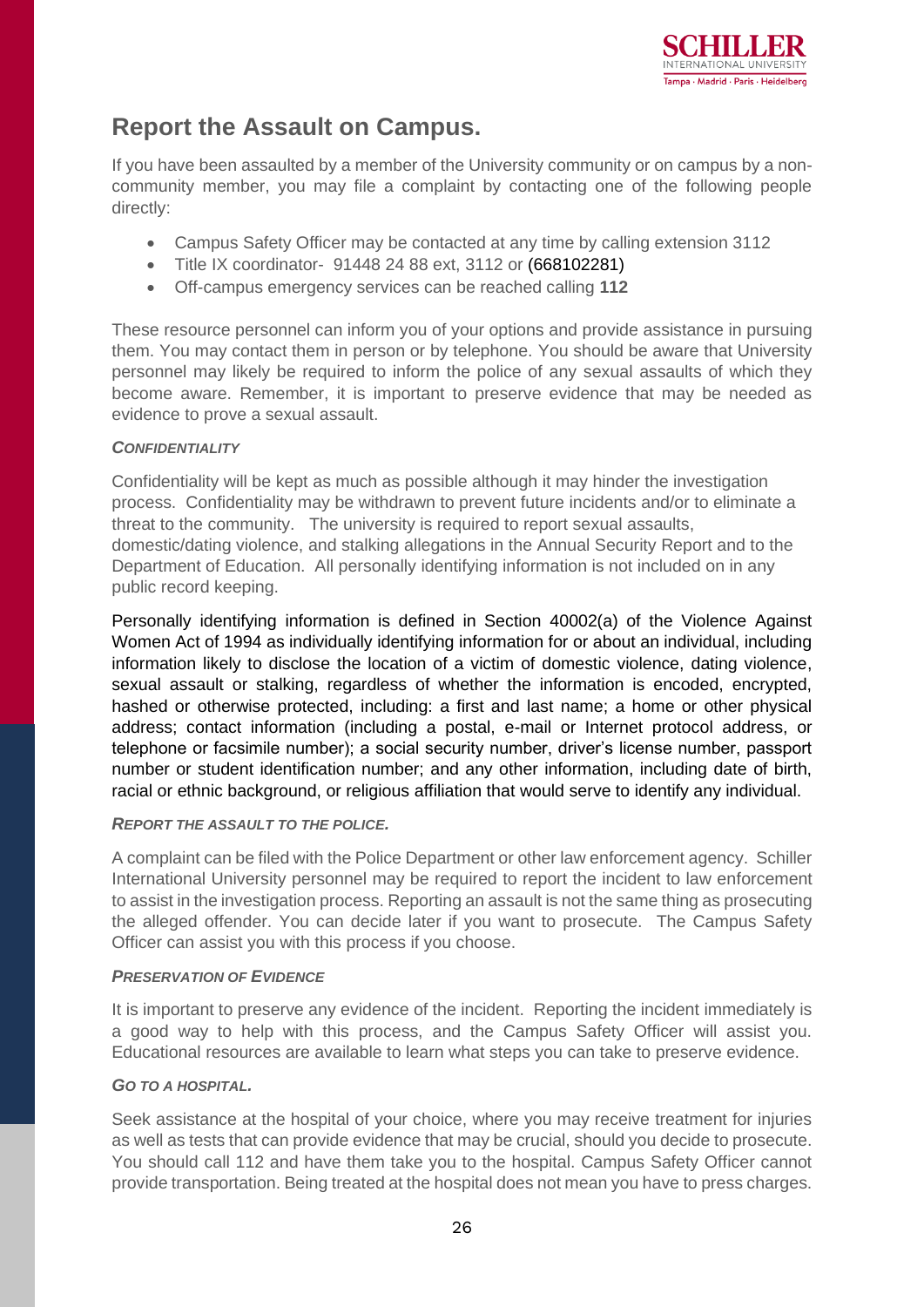## Report the Assault on Campus.

If you have been assaulted by a member of the University community or on campus by a non-community member, you may file a complaint by contacting one of the following people directly:

- Campus Safety Officer may be contacted at any time by calling extension 3112
- Title IX coordinator- 91448 24 88 ext, 3112 or (668102281)
- Off-campus emergency services can be reached calling **112**

These resource personnel can inform you of your options and provide assistance in pursuing them. You may contact them in person or by telephone. You should be aware that University personnel may likely be required to inform the police of any sexual assaults of which they become aware. Remember, it is important to preserve evidence that may be needed as evidence to prove a sexual assault.

### *CONFIDENTIALITY*

Confidentiality will be kept as much as possible although it may hinder the investigation process. Confidentiality may be withdrawn to prevent future incidents and/or to eliminate a threat to the community. The university is required to report sexual assaults, domestic/dating violence, and stalking allegations in the Annual Security Report and to the Department of Education. All personally identifying information is not included on in any public record keeping.

Personally identifying information is defined in Section 40002(a) of the Violence Against Women Act of 1994 as individually identifying information for or about an individual, including information likely to disclose the location of a victim of domestic violence, dating violence, sexual assault or stalking, regardless of whether the information is encoded, encrypted, hashed or otherwise protected, including: a first and last name; a home or other physical address; contact information (including a postal, e-mail or Internet protocol address, or telephone or facsimile number); a social security number, driver's license number, passport number or student identification number; and any other information, including date of birth, racial or ethnic background, or religious affiliation that would serve to identify any individual.

### *REPORT THE ASSAULT TO THE POLICE.*

A complaint can be filed with the Police Department or other law enforcement agency. Schiller International University personnel may be required to report the incident to law enforcement to assist in the investigation process. Reporting an assault is not the same thing as prosecuting the alleged offender. You can decide later if you want to prosecute. The Campus Safety Officer can assist you with this process if you choose.

### *PRESERVATION OF EVIDENCE*

It is important to preserve any evidence of the incident. Reporting the incident immediately is a good way to help with this process, and the Campus Safety Officer will assist you. Educational resources are available to learn what steps you can take to preserve evidence.

### *GO TO A HOSPITAL.*

Seek assistance at the hospital of your choice, where you may receive treatment for injuries as well as tests that can provide evidence that may be crucial, should you decide to prosecute. You should call 112 and have them take you to the hospital. Campus Safety Officer cannot provide transportation. Being treated at the hospital does not mean you have to press charges.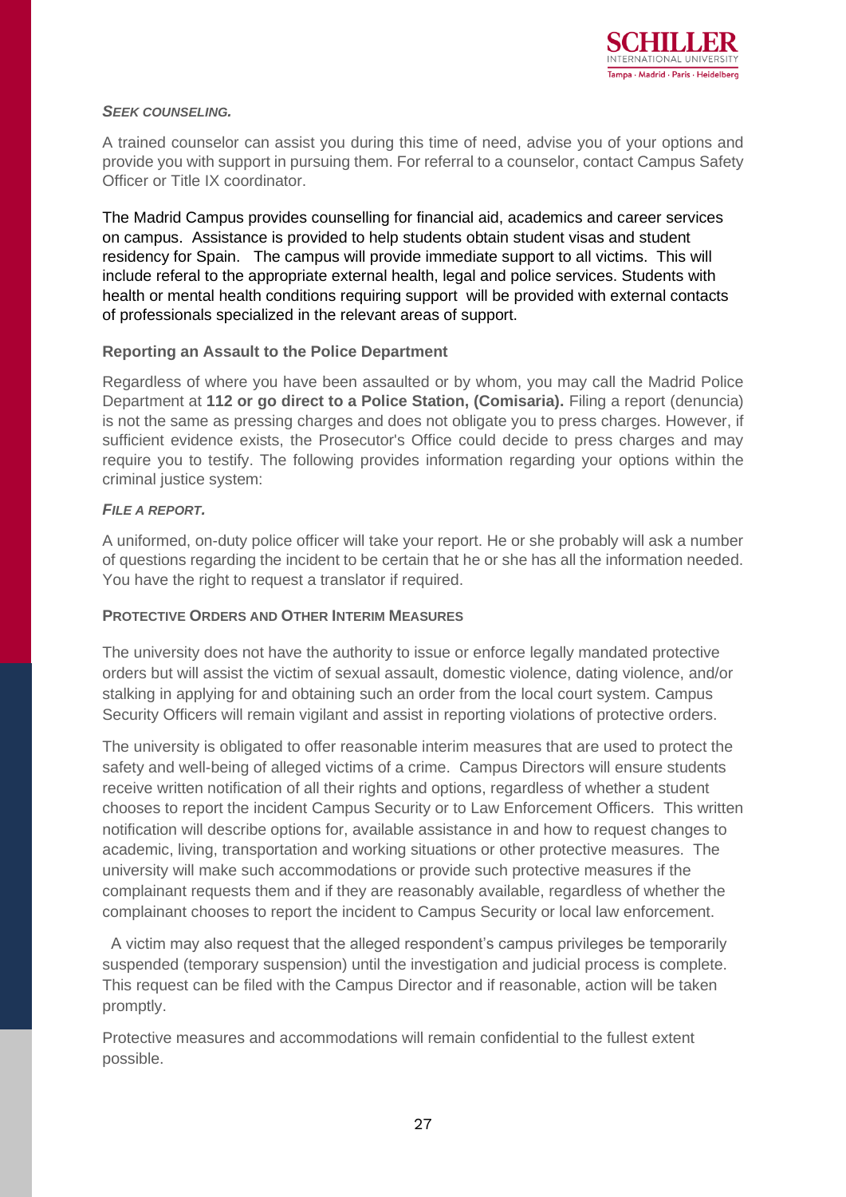***SEEK COUNSELING.***

A trained counselor can assist you during this time of need, advise you of your options and provide you with support in pursuing them. For referral to a counselor, contact Campus Safety Officer or Title IX coordinator.

The Madrid Campus provides counselling for financial aid, academics and career services on campus. Assistance is provided to help students obtain student visas and student residency for Spain. The campus will provide immediate support to all victims. This will include referal to the appropriate external health, legal and police services. Students with health or mental health conditions requiring support will be provided with external contacts of professionals specialized in the relevant areas of support.

**Reporting an Assault to the Police Department**

Regardless of where you have been assaulted or by whom, you may call the Madrid Police Department at **112 or go direct to a Police Station, (Comisaria).** Filing a report (denuncia) is not the same as pressing charges and does not obligate you to press charges. However, if sufficient evidence exists, the Prosecutor's Office could decide to press charges and may require you to testify. The following provides information regarding your options within the criminal justice system:

***FILE A REPORT.***

A uniformed, on-duty police officer will take your report. He or she probably will ask a number of questions regarding the incident to be certain that he or she has all the information needed. You have the right to request a translator if required.

**PROTECTIVE ORDERS AND OTHER INTERIM MEASURES**

The university does not have the authority to issue or enforce legally mandated protective orders but will assist the victim of sexual assault, domestic violence, dating violence, and/or stalking in applying for and obtaining such an order from the local court system. Campus Security Officers will remain vigilant and assist in reporting violations of protective orders.

The university is obligated to offer reasonable interim measures that are used to protect the safety and well-being of alleged victims of a crime. Campus Directors will ensure students receive written notification of all their rights and options, regardless of whether a student chooses to report the incident Campus Security or to Law Enforcement Officers. This written notification will describe options for, available assistance in and how to request changes to academic, living, transportation and working situations or other protective measures. The university will make such accommodations or provide such protective measures if the complainant requests them and if they are reasonably available, regardless of whether the complainant chooses to report the incident to Campus Security or local law enforcement.

A victim may also request that the alleged respondent's campus privileges be temporarily suspended (temporary suspension) until the investigation and judicial process is complete. This request can be filed with the Campus Director and if reasonable, action will be taken promptly.

Protective measures and accommodations will remain confidential to the fullest extent possible.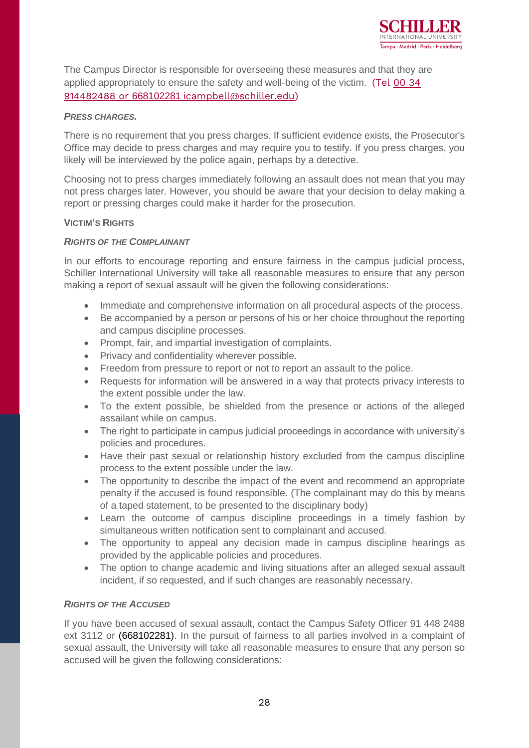The Campus Director is responsible for overseeing these measures and that they are applied appropriately to ensure the safety and well-being of the victim. (Tel 00 34 914482488 or 668102281 icampbell@schiller.edu)

***PRESS CHARGES.***

There is no requirement that you press charges. If sufficient evidence exists, the Prosecutor's Office may decide to press charges and may require you to testify. If you press charges, you likely will be interviewed by the police again, perhaps by a detective.

Choosing not to press charges immediately following an assault does not mean that you may not press charges later. However, you should be aware that your decision to delay making a report or pressing charges could make it harder for the prosecution.

**VICTIM'S RIGHTS**

***RIGHTS OF THE COMPLAINANT***

In our efforts to encourage reporting and ensure fairness in the campus judicial process, Schiller International University will take all reasonable measures to ensure that any person making a report of sexual assault will be given the following considerations:

- Immediate and comprehensive information on all procedural aspects of the process.
- Be accompanied by a person or persons of his or her choice throughout the reporting and campus discipline processes.
- Prompt, fair, and impartial investigation of complaints.
- Privacy and confidentiality wherever possible.
- Freedom from pressure to report or not to report an assault to the police.
- Requests for information will be answered in a way that protects privacy interests to the extent possible under the law.
- To the extent possible, be shielded from the presence or actions of the alleged assailant while on campus.
- The right to participate in campus judicial proceedings in accordance with university's policies and procedures.
- Have their past sexual or relationship history excluded from the campus discipline process to the extent possible under the law.
- The opportunity to describe the impact of the event and recommend an appropriate penalty if the accused is found responsible. (The complainant may do this by means of a taped statement, to be presented to the disciplinary body)
- Learn the outcome of campus discipline proceedings in a timely fashion by simultaneous written notification sent to complainant and accused.
- The opportunity to appeal any decision made in campus discipline hearings as provided by the applicable policies and procedures.
- The option to change academic and living situations after an alleged sexual assault incident, if so requested, and if such changes are reasonably necessary.

***RIGHTS OF THE ACCUSED***

If you have been accused of sexual assault, contact the Campus Safety Officer 91 448 2488 ext 3112 or (668102281). In the pursuit of fairness to all parties involved in a complaint of sexual assault, the University will take all reasonable measures to ensure that any person so accused will be given the following considerations: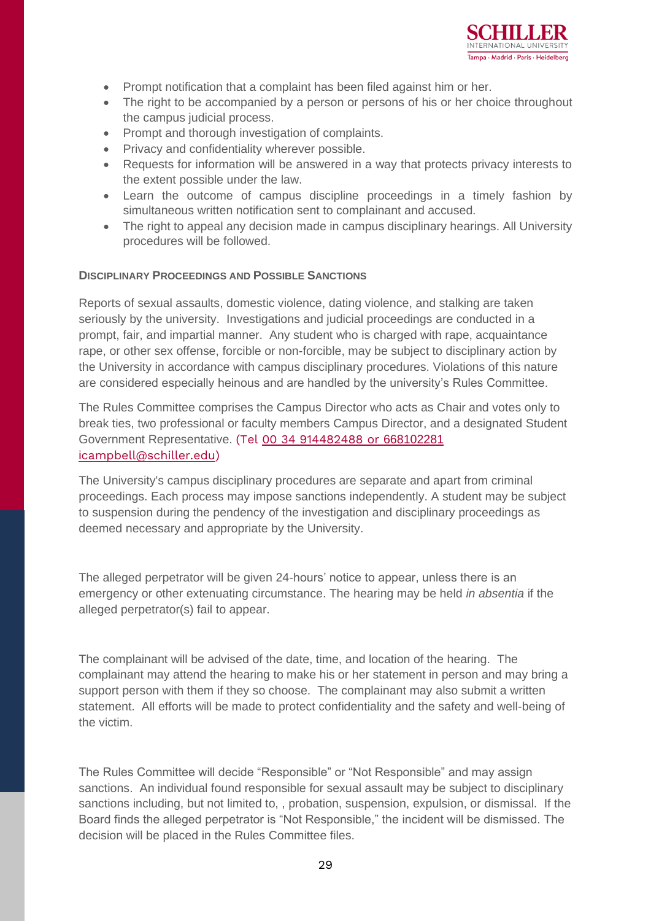- Prompt notification that a complaint has been filed against him or her.
- The right to be accompanied by a person or persons of his or her choice throughout the campus judicial process.
- Prompt and thorough investigation of complaints.
- Privacy and confidentiality wherever possible.
- Requests for information will be answered in a way that protects privacy interests to the extent possible under the law.
- Learn the outcome of campus discipline proceedings in a timely fashion by simultaneous written notification sent to complainant and accused.
- The right to appeal any decision made in campus disciplinary hearings. All University procedures will be followed.

**DISCIPLINARY PROCEEDINGS AND POSSIBLE SANCTIONS**

Reports of sexual assaults, domestic violence, dating violence, and stalking are taken seriously by the university. Investigations and judicial proceedings are conducted in a prompt, fair, and impartial manner. Any student who is charged with rape, acquaintance rape, or other sex offense, forcible or non-forcible, may be subject to disciplinary action by the University in accordance with campus disciplinary procedures. Violations of this nature are considered especially heinous and are handled by the university's Rules Committee.

The Rules Committee comprises the Campus Director who acts as Chair and votes only to break ties, two professional or faculty members Campus Director, and a designated Student Government Representative. (Tel 00 34 914482488 or 668102281 icampbell@schiller.edu)

The University's campus disciplinary procedures are separate and apart from criminal proceedings. Each process may impose sanctions independently. A student may be subject to suspension during the pendency of the investigation and disciplinary proceedings as deemed necessary and appropriate by the University.

The alleged perpetrator will be given 24-hours' notice to appear, unless there is an emergency or other extenuating circumstance. The hearing may be held *in absentia* if the alleged perpetrator(s) fail to appear.

The complainant will be advised of the date, time, and location of the hearing. The complainant may attend the hearing to make his or her statement in person and may bring a support person with them if they so choose. The complainant may also submit a written statement. All efforts will be made to protect confidentiality and the safety and well-being of the victim.

The Rules Committee will decide "Responsible" or "Not Responsible" and may assign sanctions. An individual found responsible for sexual assault may be subject to disciplinary sanctions including, but not limited to, , probation, suspension, expulsion, or dismissal. If the Board finds the alleged perpetrator is "Not Responsible," the incident will be dismissed. The decision will be placed in the Rules Committee files.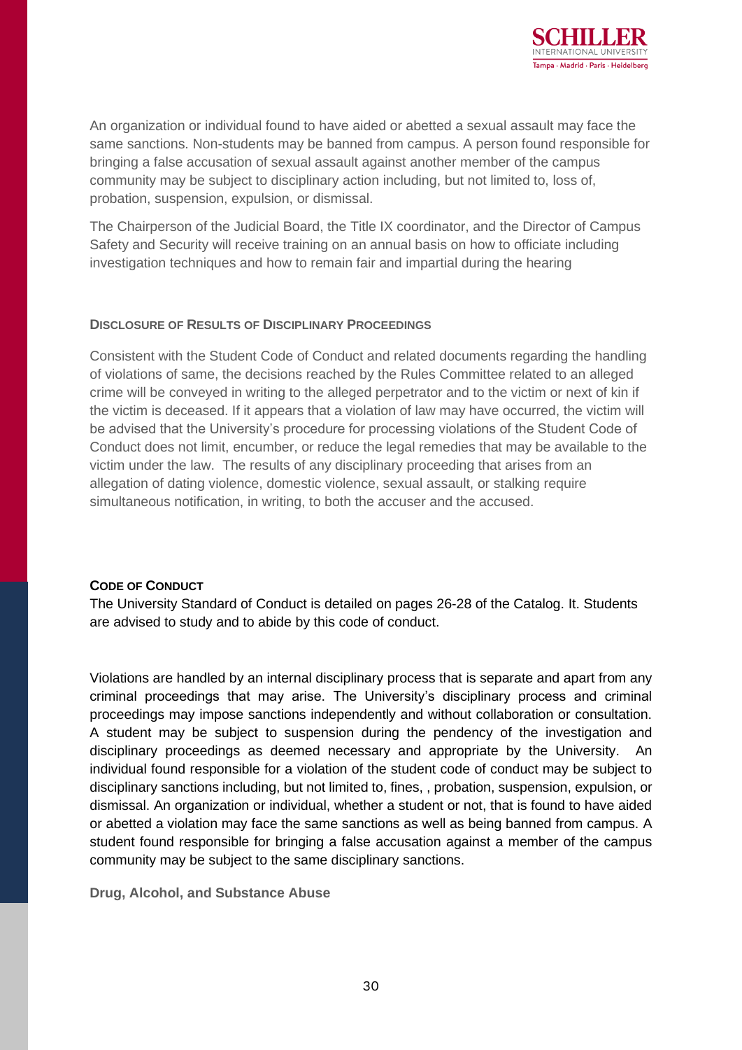An organization or individual found to have aided or abetted a sexual assault may face the same sanctions. Non-students may be banned from campus. A person found responsible for bringing a false accusation of sexual assault against another member of the campus community may be subject to disciplinary action including, but not limited to, loss of, probation, suspension, expulsion, or dismissal.

The Chairperson of the Judicial Board, the Title IX coordinator, and the Director of Campus Safety and Security will receive training on an annual basis on how to officiate including investigation techniques and how to remain fair and impartial during the hearing

### Disclosure of Results of Disciplinary Proceedings

Consistent with the Student Code of Conduct and related documents regarding the handling of violations of same, the decisions reached by the Rules Committee related to an alleged crime will be conveyed in writing to the alleged perpetrator and to the victim or next of kin if the victim is deceased. If it appears that a violation of law may have occurred, the victim will be advised that the University's procedure for processing violations of the Student Code of Conduct does not limit, encumber, or reduce the legal remedies that may be available to the victim under the law. The results of any disciplinary proceeding that arises from an allegation of dating violence, domestic violence, sexual assault, or stalking require simultaneous notification, in writing, to both the accuser and the accused.

### Code of Conduct

The University Standard of Conduct is detailed on pages 26-28 of the Catalog. It. Students are advised to study and to abide by this code of conduct.

Violations are handled by an internal disciplinary process that is separate and apart from any criminal proceedings that may arise. The University's disciplinary process and criminal proceedings may impose sanctions independently and without collaboration or consultation. A student may be subject to suspension during the pendency of the investigation and disciplinary proceedings as deemed necessary and appropriate by the University. An individual found responsible for a violation of the student code of conduct may be subject to disciplinary sanctions including, but not limited to, fines, , probation, suspension, expulsion, or dismissal. An organization or individual, whether a student or not, that is found to have aided or abetted a violation may face the same sanctions as well as being banned from campus. A student found responsible for bringing a false accusation against a member of the campus community may be subject to the same disciplinary sanctions.

### Drug, Alcohol, and Substance Abuse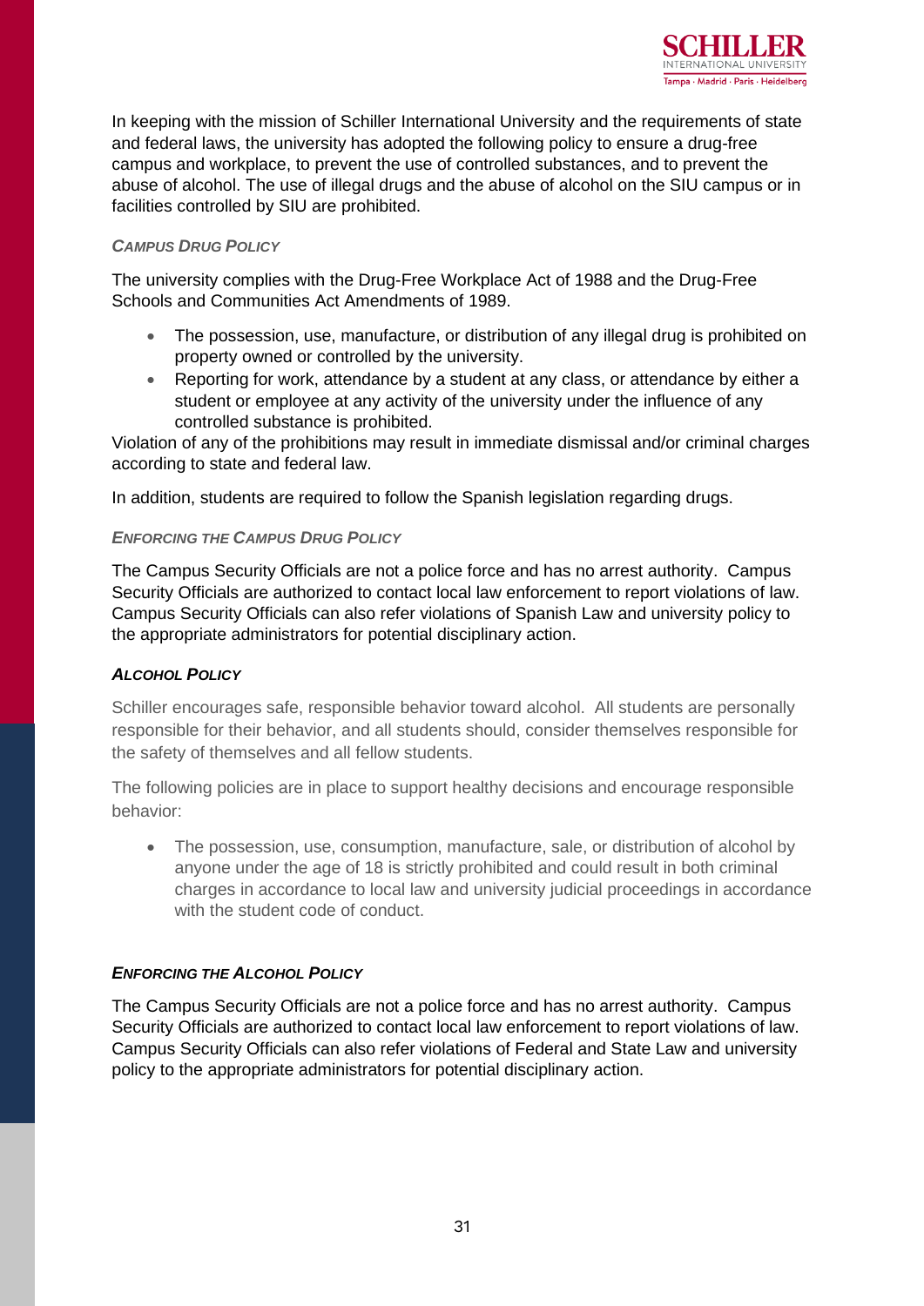In keeping with the mission of Schiller International University and the requirements of state and federal laws, the university has adopted the following policy to ensure a drug-free campus and workplace, to prevent the use of controlled substances, and to prevent the abuse of alcohol. The use of illegal drugs and the abuse of alcohol on the SIU campus or in facilities controlled by SIU are prohibited.

#### *Campus Drug Policy*

The university complies with the Drug-Free Workplace Act of 1988 and the Drug-Free Schools and Communities Act Amendments of 1989.

- The possession, use, manufacture, or distribution of any illegal drug is prohibited on property owned or controlled by the university.
- Reporting for work, attendance by a student at any class, or attendance by either a student or employee at any activity of the university under the influence of any controlled substance is prohibited.

Violation of any of the prohibitions may result in immediate dismissal and/or criminal charges according to state and federal law.

In addition, students are required to follow the Spanish legislation regarding drugs.

#### *Enforcing the Campus Drug Policy*

The Campus Security Officials are not a police force and has no arrest authority. Campus Security Officials are authorized to contact local law enforcement to report violations of law. Campus Security Officials can also refer violations of Spanish Law and university policy to the appropriate administrators for potential disciplinary action.

#### ***Alcohol Policy***

Schiller encourages safe, responsible behavior toward alcohol. All students are personally responsible for their behavior, and all students should, consider themselves responsible for the safety of themselves and all fellow students.

The following policies are in place to support healthy decisions and encourage responsible behavior:

- The possession, use, consumption, manufacture, sale, or distribution of alcohol by anyone under the age of 18 is strictly prohibited and could result in both criminal charges in accordance to local law and university judicial proceedings in accordance with the student code of conduct.

#### ***Enforcing the Alcohol Policy***

The Campus Security Officials are not a police force and has no arrest authority. Campus Security Officials are authorized to contact local law enforcement to report violations of law. Campus Security Officials can also refer violations of Federal and State Law and university policy to the appropriate administrators for potential disciplinary action.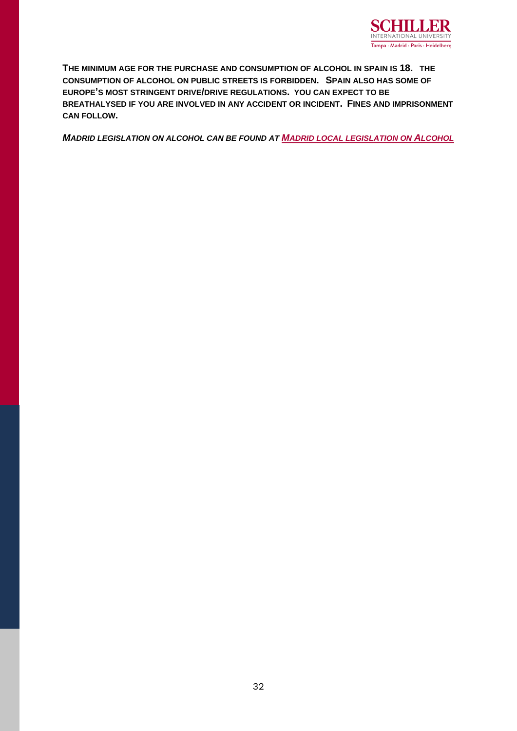**THE MINIMUM AGE FOR THE PURCHASE AND CONSUMPTION OF ALCOHOL IN SPAIN IS 18. THE CONSUMPTION OF ALCOHOL ON PUBLIC STREETS IS FORBIDDEN. SPAIN ALSO HAS SOME OF EUROPE'S MOST STRINGENT DRIVE/DRIVE REGULATIONS. YOU CAN EXPECT TO BE BREATHALYSED IF YOU ARE INVOLVED IN ANY ACCIDENT OR INCIDENT. FINES AND IMPRISONMENT CAN FOLLOW.**

***MADRID LEGISLATION ON ALCOHOL CAN BE FOUND AT MADRID LOCAL LEGISLATION ON ALCOHOL***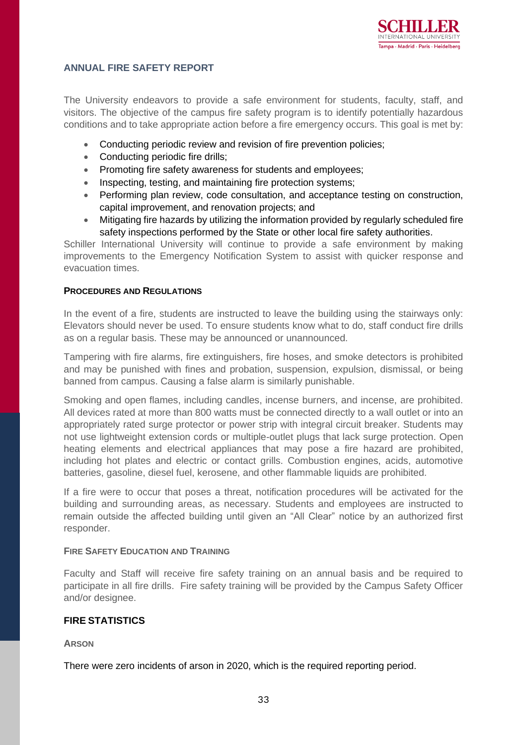## ANNUAL FIRE SAFETY REPORT

The University endeavors to provide a safe environment for students, faculty, staff, and visitors. The objective of the campus fire safety program is to identify potentially hazardous conditions and to take appropriate action before a fire emergency occurs. This goal is met by:

- Conducting periodic review and revision of fire prevention policies;
- Conducting periodic fire drills;
- Promoting fire safety awareness for students and employees;
- Inspecting, testing, and maintaining fire protection systems;
- Performing plan review, code consultation, and acceptance testing on construction, capital improvement, and renovation projects; and
- Mitigating fire hazards by utilizing the information provided by regularly scheduled fire safety inspections performed by the State or other local fire safety authorities.

Schiller International University will continue to provide a safe environment by making improvements to the Emergency Notification System to assist with quicker response and evacuation times.

### PROCEDURES AND REGULATIONS

In the event of a fire, students are instructed to leave the building using the stairways only: Elevators should never be used. To ensure students know what to do, staff conduct fire drills as on a regular basis. These may be announced or unannounced.

Tampering with fire alarms, fire extinguishers, fire hoses, and smoke detectors is prohibited and may be punished with fines and probation, suspension, expulsion, dismissal, or being banned from campus. Causing a false alarm is similarly punishable.

Smoking and open flames, including candles, incense burners, and incense, are prohibited. All devices rated at more than 800 watts must be connected directly to a wall outlet or into an appropriately rated surge protector or power strip with integral circuit breaker. Students may not use lightweight extension cords or multiple-outlet plugs that lack surge protection. Open heating elements and electrical appliances that may pose a fire hazard are prohibited, including hot plates and electric or contact grills. Combustion engines, acids, automotive batteries, gasoline, diesel fuel, kerosene, and other flammable liquids are prohibited.

If a fire were to occur that poses a threat, notification procedures will be activated for the building and surrounding areas, as necessary. Students and employees are instructed to remain outside the affected building until given an "All Clear" notice by an authorized first responder.

### FIRE SAFETY EDUCATION AND TRAINING

Faculty and Staff will receive fire safety training on an annual basis and be required to participate in all fire drills. Fire safety training will be provided by the Campus Safety Officer and/or designee.

## FIRE STATISTICS

### ARSON

There were zero incidents of arson in 2020, which is the required reporting period.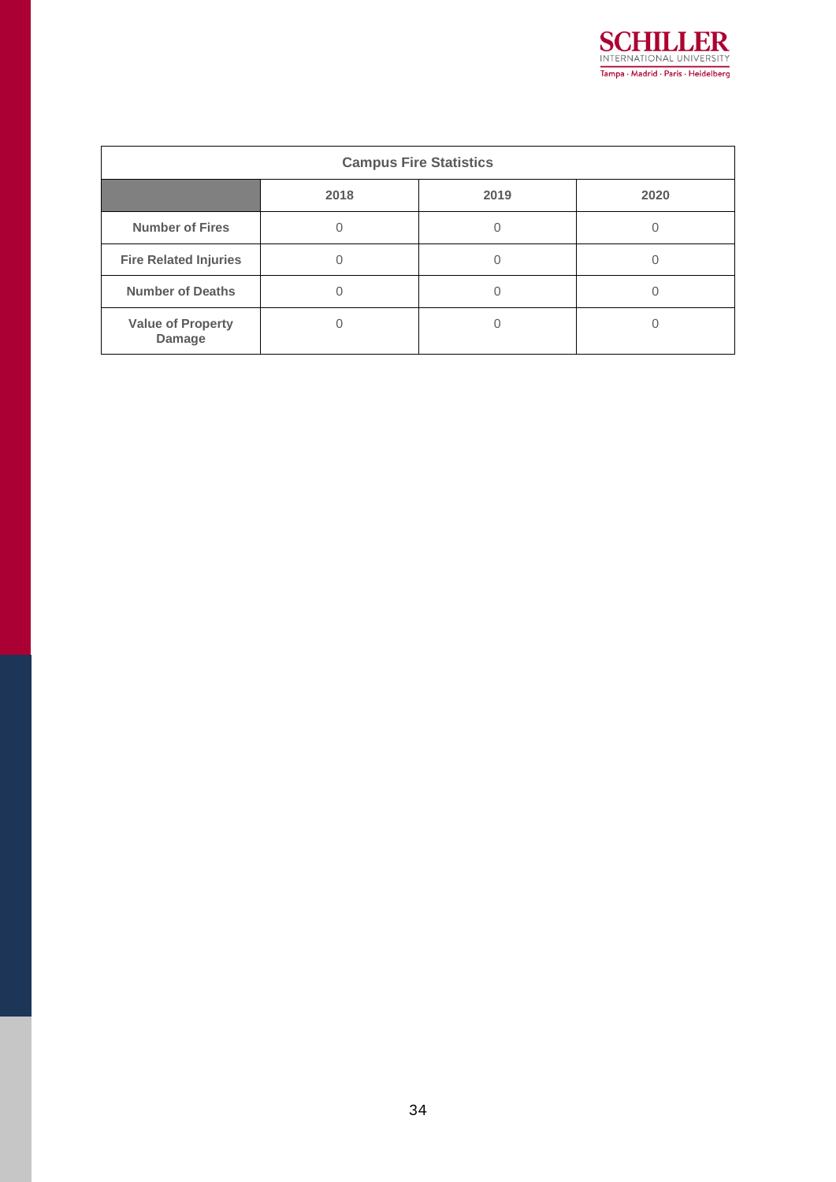| Campus Fire Statistics | | | |
|---|---|---|---|
| | **2018** | **2019** | **2020** |
| **Number of Fires** | 0 | 0 | 0 |
| **Fire Related Injuries** | 0 | 0 | 0 |
| **Number of Deaths** | 0 | 0 | 0 |
| **Value of Property Damage** | 0 | 0 | 0 |